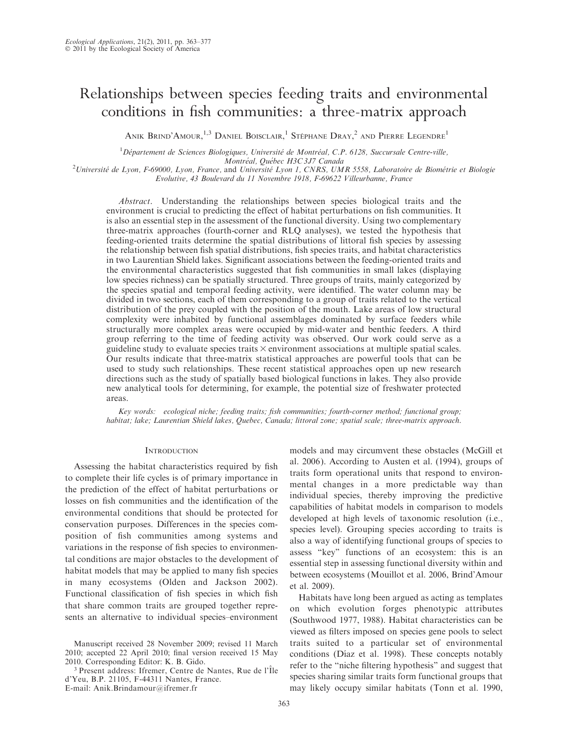# Relationships between species feeding traits and environmental conditions in fish communities: a three-matrix approach

Anik Brind'Amour,[1,3] Daniel Boisclair,[1] Stéphane Dray,[2] and Pierre Legendre[1]

[1]Département de Sciences Biologiques, Université de Montréal, C.P. 6128, Succursale Centre-ville, Montréal, Québec H3C 3J7 Canada

[2]Université de Lyon, F-69000, Lyon, France, and Université Lyon 1, CNRS, UMR 5558, Laboratoire de Biométrie et Biologie Evolutive, 43 Boulevard du 11 Novembre 1918, F-69622 Villeurbanne, France

*Abstract*. Understanding the relationships between species biological traits and the environment is crucial to predicting the effect of habitat perturbations on fish communities. It is also an essential step in the assessment of the functional diversity. Using two complementary three-matrix approaches (fourth-corner and RLQ analyses), we tested the hypothesis that feeding-oriented traits determine the spatial distributions of littoral fish species by assessing the relationship between fish spatial distributions, fish species traits, and habitat characteristics in two Laurentian Shield lakes. Significant associations between the feeding-oriented traits and the environmental characteristics suggested that fish communities in small lakes (displaying low species richness) can be spatially structured. Three groups of traits, mainly categorized by the species spatial and temporal feeding activity, were identified. The water column may be divided in two sections, each of them corresponding to a group of traits related to the vertical distribution of the prey coupled with the position of the mouth. Lake areas of low structural complexity were inhabited by functional assemblages dominated by surface feeders while structurally more complex areas were occupied by mid-water and benthic feeders. A third group referring to the time of feeding activity was observed. Our work could serve as a guideline study to evaluate species traits × environment associations at multiple spatial scales. Our results indicate that three-matrix statistical approaches are powerful tools that can be used to study such relationships. These recent statistical approaches open up new research directions such as the study of spatially based biological functions in lakes. They also provide new analytical tools for determining, for example, the potential size of freshwater protected areas.

*Key words:* ecological niche; feeding traits; fish communities; fourth-corner method; functional group; habitat; lake; Laurentian Shield lakes, Quebec, Canada; littoral zone; spatial scale; three-matrix approach.

## Introduction

Assessing the habitat characteristics required by fish to complete their life cycles is of primary importance in the prediction of the effect of habitat perturbations or losses on fish communities and the identification of the environmental conditions that should be protected for conservation purposes. Differences in the species composition of fish communities among systems and variations in the response of fish species to environmental conditions are major obstacles to the development of habitat models that may be applied to many fish species in many ecosystems (Olden and Jackson 2002). Functional classification of fish species in which fish that share common traits are grouped together represents an alternative to individual species–environment models and may circumvent these obstacles (McGill et al. 2006). According to Austen et al. (1994), groups of traits form operational units that respond to environmental changes in a more predictable way than individual species, thereby improving the predictive capabilities of habitat models in comparison to models developed at high levels of taxonomic resolution (i.e., species level). Grouping species according to traits is also a way of identifying functional groups of species to assess "key" functions of an ecosystem: this is an essential step in assessing functional diversity within and between ecosystems (Mouillot et al. 2006, Brind'Amour et al. 2009).

Habitats have long been argued as acting as templates on which evolution forges phenotypic attributes (Southwood 1977, 1988). Habitat characteristics can be viewed as filters imposed on species gene pools to select traits suited to a particular set of environmental conditions (Díaz et al. 1998). These concepts notably refer to the "niche filtering hypothesis" and suggest that species sharing similar traits form functional groups that may likely occupy similar habitats (Tonn et al. 1990,

Manuscript received 28 November 2009; revised 11 March 2010; accepted 22 April 2010; final version received 15 May 2010. Corresponding Editor: K. B. Gido.

[3] Present address: Ifremer, Centre de Nantes, Rue de l'Île d'Yeu, B.P. 21105, F-44311 Nantes, France. E-mail: Anik.Brindamour@ifremer.fr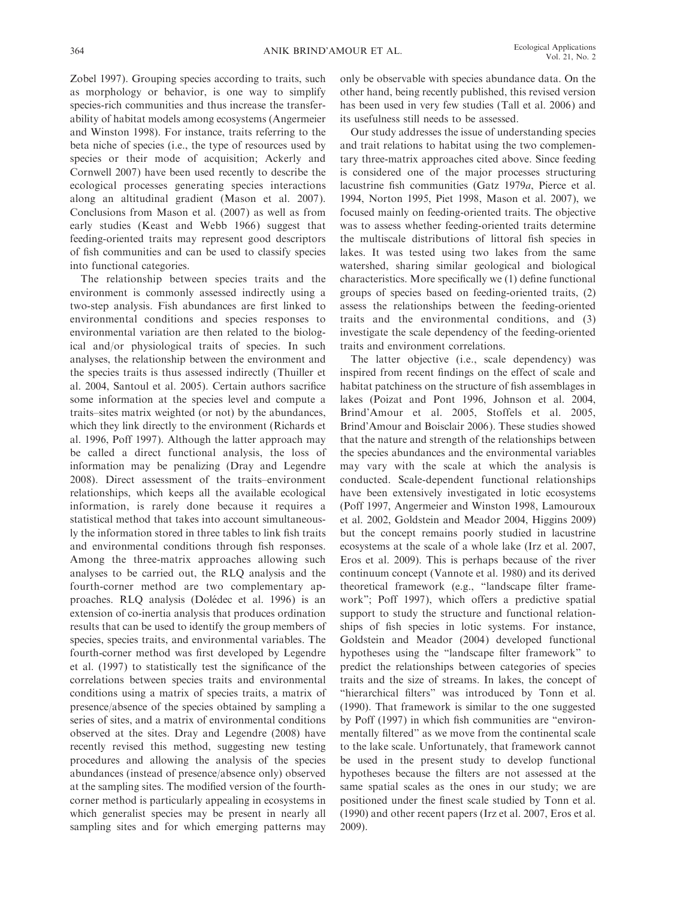Zobel 1997). Grouping species according to traits, such as morphology or behavior, is one way to simplify species-rich communities and thus increase the transferability of habitat models among ecosystems (Angermeier and Winston 1998). For instance, traits referring to the beta niche of species (i.e., the type of resources used by species or their mode of acquisition; Ackerly and Cornwell 2007) have been used recently to describe the ecological processes generating species interactions along an altitudinal gradient (Mason et al. 2007). Conclusions from Mason et al. (2007) as well as from early studies (Keast and Webb 1966) suggest that feeding-oriented traits may represent good descriptors of fish communities and can be used to classify species into functional categories.

The relationship between species traits and the environment is commonly assessed indirectly using a two-step analysis. Fish abundances are first linked to environmental conditions and species responses to environmental variation are then related to the biological and/or physiological traits of species. In such analyses, the relationship between the environment and the species traits is thus assessed indirectly (Thuiller et al. 2004, Santoul et al. 2005). Certain authors sacrifice some information at the species level and compute a traits–sites matrix weighted (or not) by the abundances, which they link directly to the environment (Richards et al. 1996, Poff 1997). Although the latter approach may be called a direct functional analysis, the loss of information may be penalizing (Dray and Legendre 2008). Direct assessment of the traits–environment relationships, which keeps all the available ecological information, is rarely done because it requires a statistical method that takes into account simultaneously the information stored in three tables to link fish traits and environmental conditions through fish responses. Among the three-matrix approaches allowing such analyses to be carried out, the RLQ analysis and the fourth-corner method are two complementary approaches. RLQ analysis (Dolédec et al. 1996) is an extension of co-inertia analysis that produces ordination results that can be used to identify the group members of species, species traits, and environmental variables. The fourth-corner method was first developed by Legendre et al. (1997) to statistically test the significance of the correlations between species traits and environmental conditions using a matrix of species traits, a matrix of presence/absence of the species obtained by sampling a series of sites, and a matrix of environmental conditions observed at the sites. Dray and Legendre (2008) have recently revised this method, suggesting new testing procedures and allowing the analysis of the species abundances (instead of presence/absence only) observed at the sampling sites. The modified version of the fourth-corner method is particularly appealing in ecosystems in which generalist species may be present in nearly all sampling sites and for which emerging patterns may only be observable with species abundance data. On the other hand, being recently published, this revised version has been used in very few studies (Tall et al. 2006) and its usefulness still needs to be assessed.

Our study addresses the issue of understanding species and trait relations to habitat using the two complementary three-matrix approaches cited above. Since feeding is considered one of the major processes structuring lacustrine fish communities (Gatz 1979*a*, Pierce et al. 1994, Norton 1995, Piet 1998, Mason et al. 2007), we focused mainly on feeding-oriented traits. The objective was to assess whether feeding-oriented traits determine the multiscale distributions of littoral fish species in lakes. It was tested using two lakes from the same watershed, sharing similar geological and biological characteristics. More specifically we (1) define functional groups of species based on feeding-oriented traits, (2) assess the relationships between the feeding-oriented traits and the environmental conditions, and (3) investigate the scale dependency of the feeding-oriented traits and environment correlations.

The latter objective (i.e., scale dependency) was inspired from recent findings on the effect of scale and habitat patchiness on the structure of fish assemblages in lakes (Poizat and Pont 1996, Johnson et al. 2004, Brind'Amour et al. 2005, Stoffels et al. 2005, Brind'Amour and Boisclair 2006). These studies showed that the nature and strength of the relationships between the species abundances and the environmental variables may vary with the scale at which the analysis is conducted. Scale-dependent functional relationships have been extensively investigated in lotic ecosystems (Poff 1997, Angermeier and Winston 1998, Lamouroux et al. 2002, Goldstein and Meador 2004, Higgins 2009) but the concept remains poorly studied in lacustrine ecosystems at the scale of a whole lake (Irz et al. 2007, Eros et al. 2009). This is perhaps because of the river continuum concept (Vannote et al. 1980) and its derived theoretical framework (e.g., "landscape filter framework"; Poff 1997), which offers a predictive spatial support to study the structure and functional relationships of fish species in lotic systems. For instance, Goldstein and Meador (2004) developed functional hypotheses using the "landscape filter framework" to predict the relationships between categories of species traits and the size of streams. In lakes, the concept of "hierarchical filters" was introduced by Tonn et al. (1990). That framework is similar to the one suggested by Poff (1997) in which fish communities are "environmentally filtered" as we move from the continental scale to the lake scale. Unfortunately, that framework cannot be used in the present study to develop functional hypotheses because the filters are not assessed at the same spatial scales as the ones in our study; we are positioned under the finest scale studied by Tonn et al. (1990) and other recent papers (Irz et al. 2007, Eros et al. 2009).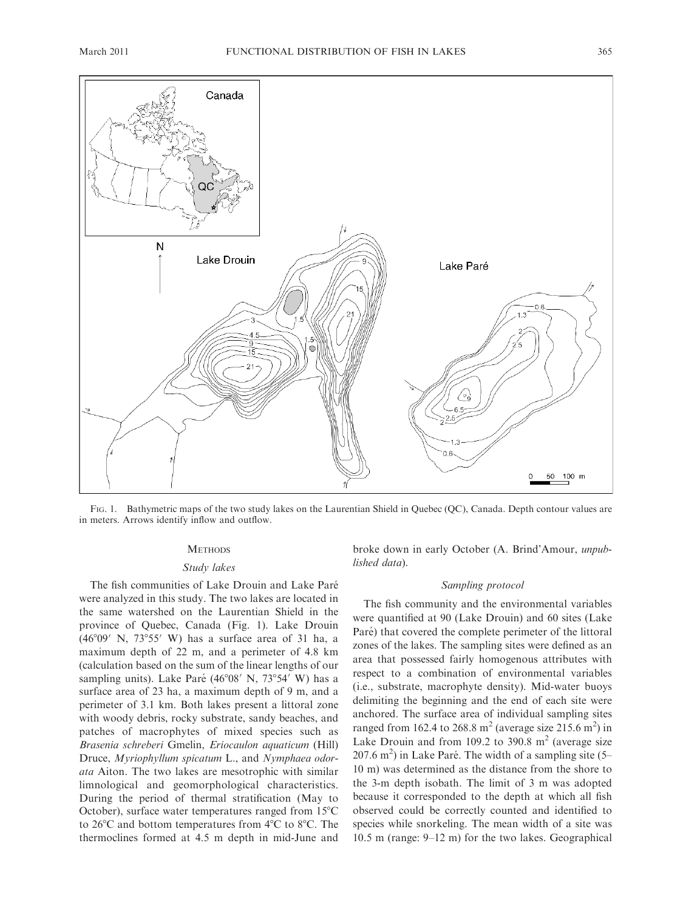FIG. 1. Bathymetric maps of the two study lakes on the Laurentian Shield in Quebec (QC), Canada. Depth contour values are in meters. Arrows identify inflow and outflow.

## METHODS

### *Study lakes*

The fish communities of Lake Drouin and Lake Paré were analyzed in this study. The two lakes are located in the same watershed on the Laurentian Shield in the province of Quebec, Canada (Fig. 1). Lake Drouin (46°09′ N, 73°55′ W) has a surface area of 31 ha, a maximum depth of 22 m, and a perimeter of 4.8 km (calculation based on the sum of the linear lengths of our sampling units). Lake Paré (46°08′ N, 73°54′ W) has a surface area of 23 ha, a maximum depth of 9 m, and a perimeter of 3.1 km. Both lakes present a littoral zone with woody debris, rocky substrate, sandy beaches, and patches of macrophytes of mixed species such as *Brasenia schreberi* Gmelin, *Eriocaulon aquaticum* (Hill) Druce, *Myriophyllum spicatum* L., and *Nymphaea odorata* Aiton. The two lakes are mesotrophic with similar limnological and geomorphological characteristics. During the period of thermal stratification (May to October), surface water temperatures ranged from 15°C to 26°C and bottom temperatures from 4°C to 8°C. The thermoclines formed at 4.5 m depth in mid-June and broke down in early October (A. Brind'Amour, *unpublished data*).

### *Sampling protocol*

The fish community and the environmental variables were quantified at 90 (Lake Drouin) and 60 sites (Lake Paré) that covered the complete perimeter of the littoral zones of the lakes. The sampling sites were defined as an area that possessed fairly homogenous attributes with respect to a combination of environmental variables (i.e., substrate, macrophyte density). Mid-water buoys delimiting the beginning and the end of each site were anchored. The surface area of individual sampling sites ranged from 162.4 to 268.8 $m^2$ (average size 215.6 $m^2$) in Lake Drouin and from 109.2 to 390.8 $m^2$ (average size 207.6 $m^2$) in Lake Paré. The width of a sampling site (5–10 m) was determined as the distance from the shore to the 3-m depth isobath. The limit of 3 m was adopted because it corresponded to the depth at which all fish observed could be correctly counted and identified to species while snorkeling. The mean width of a site was 10.5 m (range: 9–12 m) for the two lakes. Geographical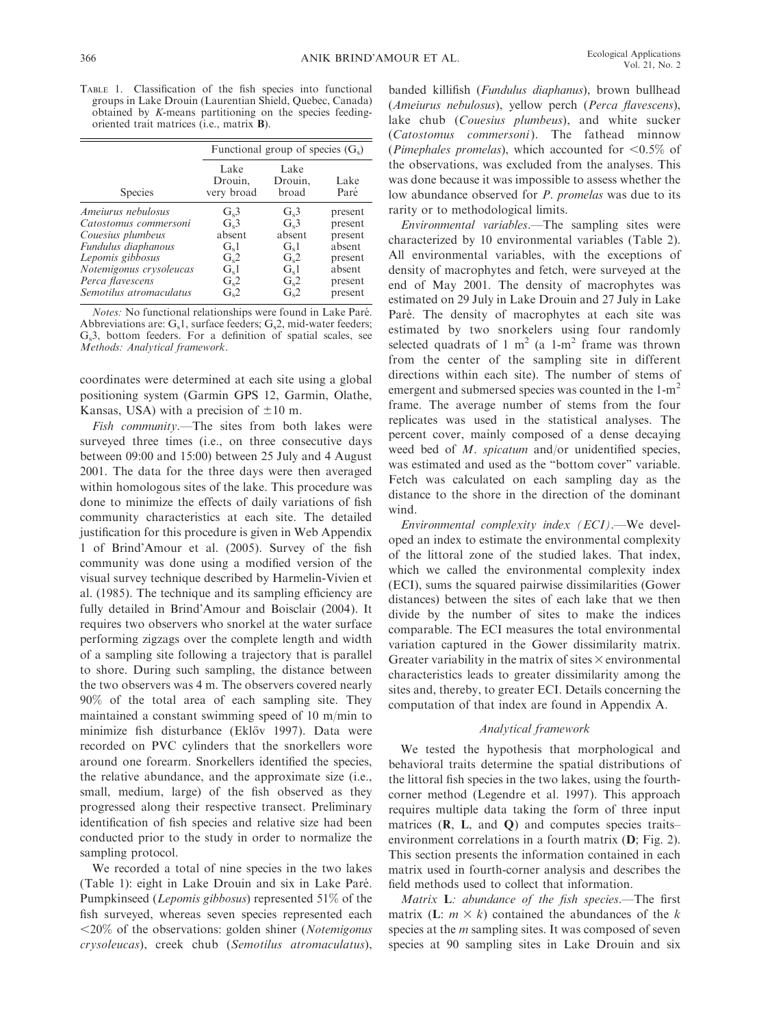TABLE 1. Classification of the fish species into functional groups in Lake Drouin (Laurentian Shield, Quebec, Canada) obtained by *K*-means partitioning on the species feeding-oriented trait matrices (i.e., matrix **B**).

| Species | Functional group of species ($G_s$) | | |
|---|---|---|---|
| | Lake Drouin, very broad | Lake Drouin, broad | Lake Paré |
| *Ameiurus nebulosus* | $G_s3$ | $G_s3$ | present |
| *Catostomus commersoni* | $G_s3$ | $G_s3$ | present |
| *Couesius plumbeus* | absent | absent | present |
| *Fundulus diaphanous* | $G_s1$ | $G_s1$ | absent |
| *Lepomis gibbosus* | $G_s2$ | $G_s2$ | present |
| *Notemigonus crysoleucas* | $G_s1$ | $G_s1$ | absent |
| *Perca flavescens* | $G_s2$ | $G_s2$ | present |
| *Semotilus atromaculatus* | $G_s2$ | $G_s2$ | present |

*Notes:* No functional relationships were found in Lake Paré. Abbreviations are: $G_s1$, surface feeders; $G_s2$, mid-water feeders; $G_s3$, bottom feeders. For a definition of spatial scales, see *Methods: Analytical framework*.

coordinates were determined at each site using a global positioning system (Garmin GPS 12, Garmin, Olathe, Kansas, USA) with a precision of $\pm 10$ m.

*Fish community*.—The sites from both lakes were surveyed three times (i.e., on three consecutive days between 09:00 and 15:00) between 25 July and 4 August 2001. The data for the three days were then averaged within homologous sites of the lake. This procedure was done to minimize the effects of daily variations of fish community characteristics at each site. The detailed justification for this procedure is given in Web Appendix 1 of Brind'Amour et al. (2005). Survey of the fish community was done using a modified version of the visual survey technique described by Harmelin-Vivien et al. (1985). The technique and its sampling efficiency are fully detailed in Brind'Amour and Boisclair (2004). It requires two observers who snorkel at the water surface performing zigzags over the complete length and width of a sampling site following a trajectory that is parallel to shore. During such sampling, the distance between the two observers was 4 m. The observers covered nearly 90% of the total area of each sampling site. They maintained a constant swimming speed of 10 m/min to minimize fish disturbance (Eklöv 1997). Data were recorded on PVC cylinders that the snorkellers wore around one forearm. Snorkellers identified the species, the relative abundance, and the approximate size (i.e., small, medium, large) of the fish observed as they progressed along their respective transect. Preliminary identification of fish species and relative size had been conducted prior to the study in order to normalize the sampling protocol.

We recorded a total of nine species in the two lakes (Table 1): eight in Lake Drouin and six in Lake Paré. Pumpkinseed (*Lepomis gibbosus*) represented 51% of the fish surveyed, whereas seven species represented each <20% of the observations: golden shiner (*Notemigonus crysoleucas*), creek chub (*Semotilus atromaculatus*), banded killifish (*Fundulus diaphanus*), brown bullhead (*Ameiurus nebulosus*), yellow perch (*Perca flavescens*), lake chub (*Couesius plumbeus*), and white sucker (*Catostomus commersoni*). The fathead minnow (*Pimephales promelas*), which accounted for <0.5% of the observations, was excluded from the analyses. This was done because it was impossible to assess whether the low abundance observed for *P. promelas* was due to its rarity or to methodological limits.

*Environmental variables*.—The sampling sites were characterized by 10 environmental variables (Table 2). All environmental variables, with the exceptions of density of macrophytes and fetch, were surveyed at the end of May 2001. The density of macrophytes was estimated on 29 July in Lake Drouin and 27 July in Lake Paré. The density of macrophytes at each site was estimated by two snorkelers using four randomly selected quadrats of 1 $m^2$ (a 1-$m^2$ frame was thrown from the center of the sampling site in different directions within each site). The number of stems of emergent and submersed species was counted in the 1-$m^2$ frame. The average number of stems from the four replicates was used in the statistical analyses. The percent cover, mainly composed of a dense decaying weed bed of *M. spicatum* and/or unidentified species, was estimated and used as the "bottom cover" variable. Fetch was calculated on each sampling day as the distance to the shore in the direction of the dominant wind.

*Environmental complexity index (ECI)*.—We developed an index to estimate the environmental complexity of the littoral zone of the studied lakes. That index, which we called the environmental complexity index (ECI), sums the squared pairwise dissimilarities (Gower distances) between the sites of each lake that we then divide by the number of sites to make the indices comparable. The ECI measures the total environmental variation captured in the Gower dissimilarity matrix. Greater variability in the matrix of sites × environmental characteristics leads to greater dissimilarity among the sites and, thereby, to greater ECI. Details concerning the computation of that index are found in Appendix A.

### *Analytical framework*

We tested the hypothesis that morphological and behavioral traits determine the spatial distributions of the littoral fish species in the two lakes, using the fourth-corner method (Legendre et al. 1997). This approach requires multiple data taking the form of three input matrices (**R**, **L**, and **Q**) and computes species traits–environment correlations in a fourth matrix (**D**; Fig. 2). This section presents the information contained in each matrix used in fourth-corner analysis and describes the field methods used to collect that information.

*Matrix* **L***: abundance of the fish species*.—The first matrix (**L**: $m \times k$) contained the abundances of the $k$ species at the $m$ sampling sites. It was composed of seven species at 90 sampling sites in Lake Drouin and six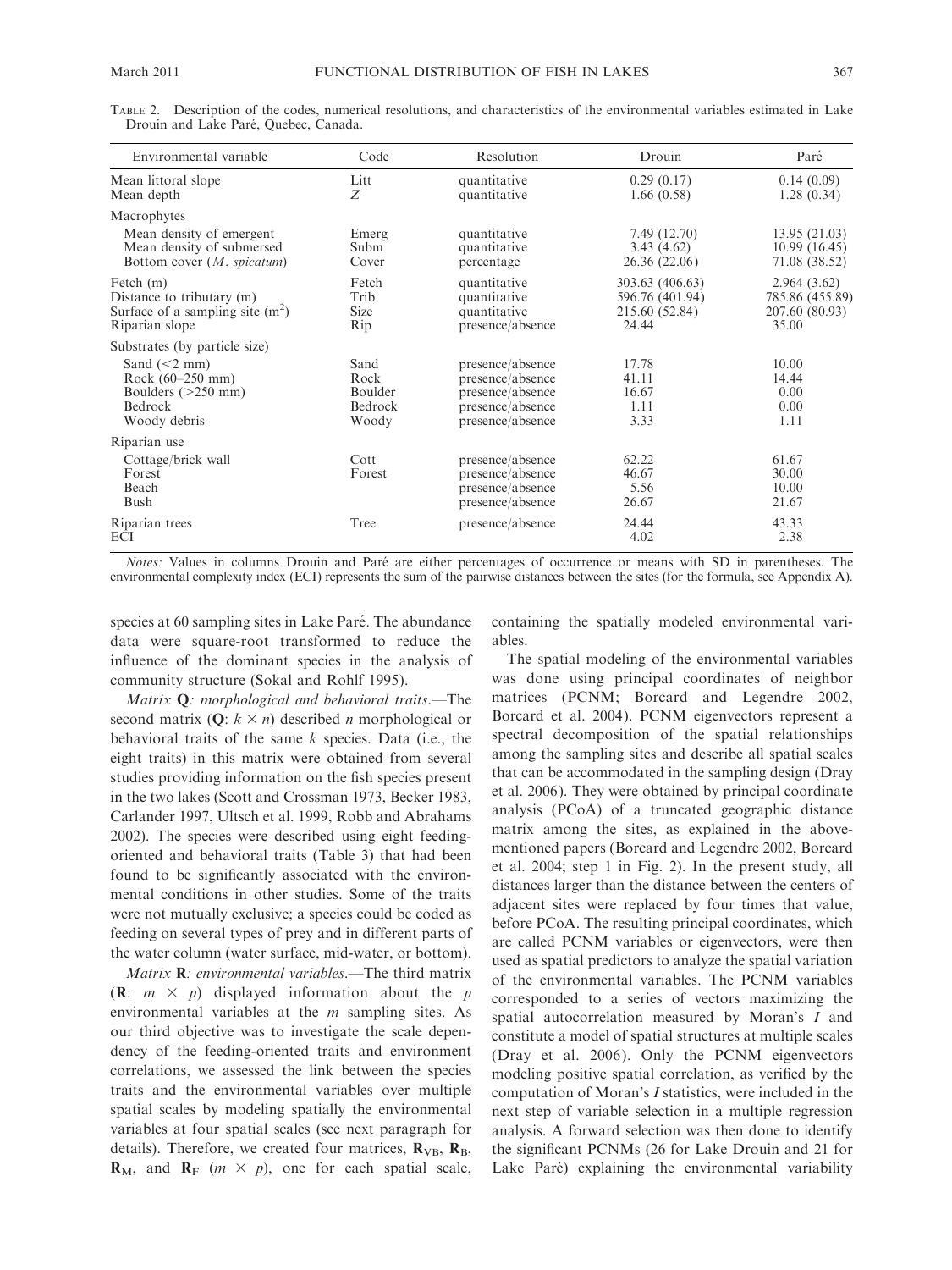Table 2. Description of the codes, numerical resolutions, and characteristics of the environmental variables estimated in Lake Drouin and Lake Paré, Quebec, Canada.

| Environmental variable | Code | Resolution | Drouin | Paré |
|---|---|---|---|---|
| Mean littoral slope | Litt | quantitative | 0.29 (0.17) | 0.14 (0.09) |
| Mean depth | $Z$ | quantitative | 1.66 (0.58) | 1.28 (0.34) |
| Macrophytes | | | | |
| Mean density of emergent | Emerg | quantitative | 7.49 (12.70) | 13.95 (21.03) |
| Mean density of submersed | Subm | quantitative | 3.43 (4.62) | 10.99 (16.45) |
| Bottom cover (*M. spicatum*) | Cover | percentage | 26.36 (22.06) | 71.08 (38.52) |
| Fetch (m) | Fetch | quantitative | 303.63 (406.63) | 2.964 (3.62) |
| Distance to tributary (m) | Trib | quantitative | 596.76 (401.94) | 785.86 (455.89) |
| Surface of a sampling site (m$^2$) | Size | quantitative | 215.60 (52.84) | 207.60 (80.93) |
| Riparian slope | Rip | presence/absence | 24.44 | 35.00 |
| Substrates (by particle size) | | | | |
| Sand (<2 mm) | Sand | presence/absence | 17.78 | 10.00 |
| Rock (60–250 mm) | Rock | presence/absence | 41.11 | 14.44 |
| Boulders (>250 mm) | Boulder | presence/absence | 16.67 | 0.00 |
| Bedrock | Bedrock | presence/absence | 1.11 | 0.00 |
| Woody debris | Woody | presence/absence | 3.33 | 1.11 |
| Riparian use | | | | |
| Cottage/brick wall | Cott | presence/absence | 62.22 | 61.67 |
| Forest | Forest | presence/absence | 46.67 | 30.00 |
| Beach | | presence/absence | 5.56 | 10.00 |
| Bush | | presence/absence | 26.67 | 21.67 |
| Riparian trees | Tree | presence/absence | 24.44 | 43.33 |
| ECI | | | 4.02 | 2.38 |

*Notes:* Values in columns Drouin and Paré are either percentages of occurrence or means with SD in parentheses. The environmental complexity index (ECI) represents the sum of the pairwise distances between the sites (for the formula, see Appendix A).

species at 60 sampling sites in Lake Paré. The abundance data were square-root transformed to reduce the influence of the dominant species in the analysis of community structure (Sokal and Rohlf 1995).

*Matrix* **Q***: morphological and behavioral traits.*—The second matrix (**Q**: $k \times n$) described $n$ morphological or behavioral traits of the same $k$ species. Data (i.e., the eight traits) in this matrix were obtained from several studies providing information on the fish species present in the two lakes (Scott and Crossman 1973, Becker 1983, Carlander 1997, Ultsch et al. 1999, Robb and Abrahams 2002). The species were described using eight feeding-oriented and behavioral traits (Table 3) that had been found to be significantly associated with the environmental conditions in other studies. Some of the traits were not mutually exclusive; a species could be coded as feeding on several types of prey and in different parts of the water column (water surface, mid-water, or bottom).

*Matrix* **R***: environmental variables.*—The third matrix (**R**: $m \times p$) displayed information about the $p$ environmental variables at the $m$ sampling sites. As our third objective was to investigate the scale dependency of the feeding-oriented traits and environment correlations, we assessed the link between the species traits and the environmental variables over multiple spatial scales by modeling spatially the environmental variables at four spatial scales (see next paragraph for details). Therefore, we created four matrices, $\mathbf{R}_{VB}$, $\mathbf{R}_{B}$, $\mathbf{R}_{M}$, and $\mathbf{R}_{F}$ ($m \times p$), one for each spatial scale, containing the spatially modeled environmental variables.

The spatial modeling of the environmental variables was done using principal coordinates of neighbor matrices (PCNM; Borcard and Legendre 2002, Borcard et al. 2004). PCNM eigenvectors represent a spectral decomposition of the spatial relationships among the sampling sites and describe all spatial scales that can be accommodated in the sampling design (Dray et al. 2006). They were obtained by principal coordinate analysis (PCoA) of a truncated geographic distance matrix among the sites, as explained in the above-mentioned papers (Borcard and Legendre 2002, Borcard et al. 2004; step 1 in Fig. 2). In the present study, all distances larger than the distance between the centers of adjacent sites were replaced by four times that value, before PCoA. The resulting principal coordinates, which are called PCNM variables or eigenvectors, were then used as spatial predictors to analyze the spatial variation of the environmental variables. The PCNM variables corresponded to a series of vectors maximizing the spatial autocorrelation measured by Moran's $I$ and constitute a model of spatial structures at multiple scales (Dray et al. 2006). Only the PCNM eigenvectors modeling positive spatial correlation, as verified by the computation of Moran's $I$ statistics, were included in the next step of variable selection in a multiple regression analysis. A forward selection was then done to identify the significant PCNMs (26 for Lake Drouin and 21 for Lake Paré) explaining the environmental variability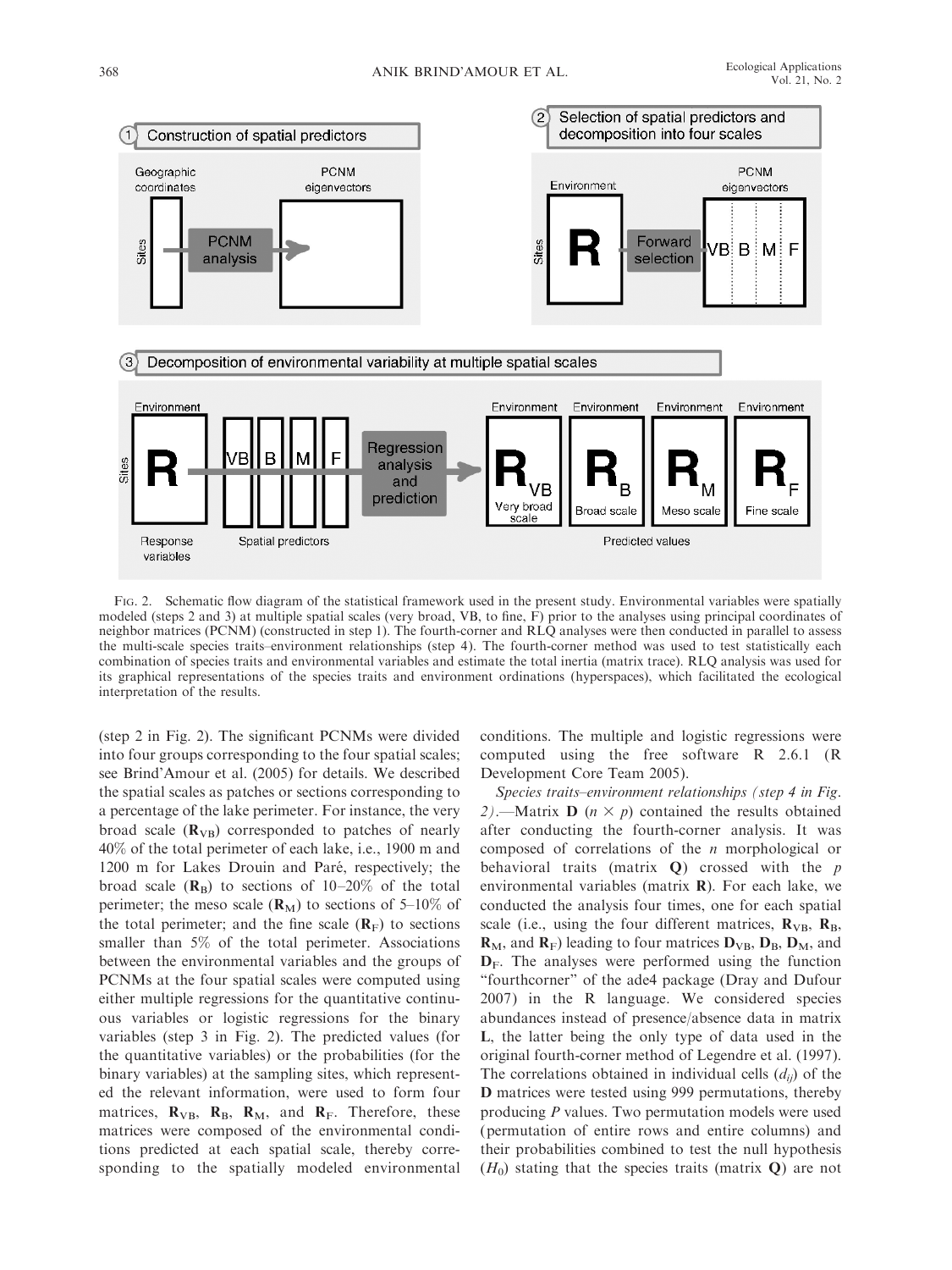FIG. 2. Schematic flow diagram of the statistical framework used in the present study. Environmental variables were spatially modeled (steps 2 and 3) at multiple spatial scales (very broad, VB, to fine, F) prior to the analyses using principal coordinates of neighbor matrices (PCNM) (constructed in step 1). The fourth-corner and RLQ analyses were then conducted in parallel to assess the multi-scale species traits–environment relationships (step 4). The fourth-corner method was used to test statistically each combination of species traits and environmental variables and estimate the total inertia (matrix trace). RLQ analysis was used for its graphical representations of the species traits and environment ordinations (hyperspaces), which facilitated the ecological interpretation of the results.

(step 2 in Fig. 2). The significant PCNMs were divided into four groups corresponding to the four spatial scales; see Brind'Amour et al. (2005) for details. We described the spatial scales as patches or sections corresponding to a percentage of the lake perimeter. For instance, the very broad scale ($\mathbf{R}_{VB}$) corresponded to patches of nearly 40% of the total perimeter of each lake, i.e., 1900 m and 1200 m for Lakes Drouin and Paré, respectively; the broad scale ($\mathbf{R}_{B}$) to sections of 10–20% of the total perimeter; the meso scale ($\mathbf{R}_{M}$) to sections of 5–10% of the total perimeter; and the fine scale ($\mathbf{R}_{F}$) to sections smaller than 5% of the total perimeter. Associations between the environmental variables and the groups of PCNMs at the four spatial scales were computed using either multiple regressions for the quantitative continuous variables or logistic regressions for the binary variables (step 3 in Fig. 2). The predicted values (for the quantitative variables) or the probabilities (for the binary variables) at the sampling sites, which represented the relevant information, were used to form four matrices, $\mathbf{R}_{VB}$, $\mathbf{R}_{B}$, $\mathbf{R}_{M}$, and $\mathbf{R}_{F}$. Therefore, these matrices were composed of the environmental conditions predicted at each spatial scale, thereby corresponding to the spatially modeled environmental conditions. The multiple and logistic regressions were computed using the free software R 2.6.1 (R Development Core Team 2005).

*Species traits–environment relationships (step 4 in Fig. 2)*.—Matrix $\mathbf{D}$ ($n \times p$) contained the results obtained after conducting the fourth-corner analysis. It was composed of correlations of the $n$ morphological or behavioral traits (matrix $\mathbf{Q}$) crossed with the $p$ environmental variables (matrix $\mathbf{R}$). For each lake, we conducted the analysis four times, one for each spatial scale (i.e., using the four different matrices, $\mathbf{R}_{VB}$, $\mathbf{R}_{B}$, $\mathbf{R}_{M}$, and $\mathbf{R}_{F}$) leading to four matrices $\mathbf{D}_{VB}$, $\mathbf{D}_{B}$, $\mathbf{D}_{M}$, and $\mathbf{D}_{F}$. The analyses were performed using the function "fourthcorner" of the ade4 package (Dray and Dufour 2007) in the R language. We considered species abundances instead of presence/absence data in matrix $\mathbf{L}$, the latter being the only type of data used in the original fourth-corner method of Legendre et al. (1997). The correlations obtained in individual cells ($d_{ij}$) of the $\mathbf{D}$ matrices were tested using 999 permutations, thereby producing $P$ values. Two permutation models were used (permutation of entire rows and entire columns) and their probabilities combined to test the null hypothesis ($H_0$) stating that the species traits (matrix $\mathbf{Q}$) are not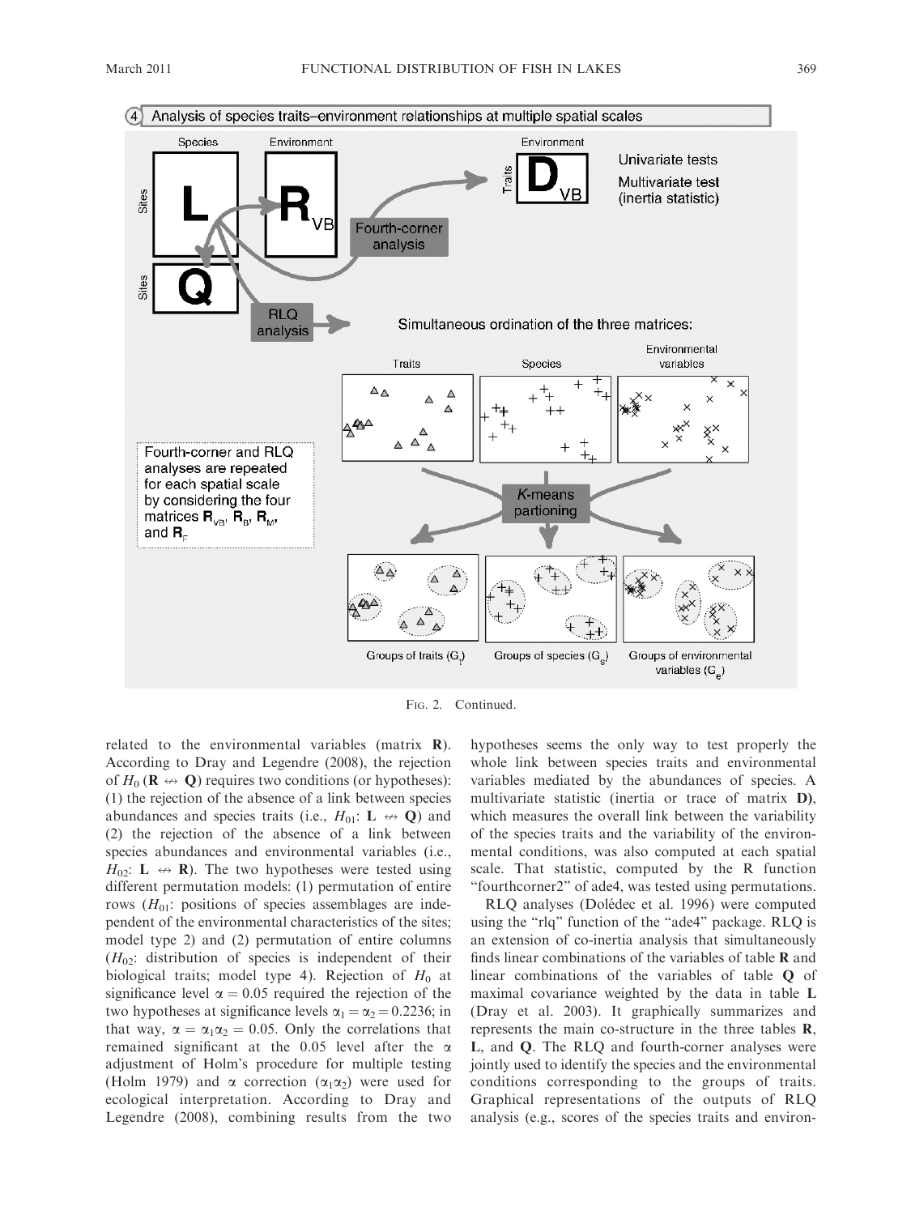FIG. 2. Continued.

related to the environmental variables (matrix **R**). According to Dray and Legendre (2008), the rejection of $H_0$ ($\mathbf{R} \nleftrightarrow \mathbf{Q}$) requires two conditions (or hypotheses): (1) the rejection of the absence of a link between species abundances and species traits (i.e., $H_{01}$: $\mathbf{L} \nleftrightarrow \mathbf{Q}$) and (2) the rejection of the absence of a link between species abundances and environmental variables (i.e., $H_{02}$: $\mathbf{L} \nleftrightarrow \mathbf{R}$). The two hypotheses were tested using different permutation models: (1) permutation of entire rows ($H_{01}$: positions of species assemblages are independent of the environmental characteristics of the sites; model type 2) and (2) permutation of entire columns ($H_{02}$: distribution of species is independent of their biological traits; model type 4). Rejection of $H_0$ at significance level $\alpha = 0.05$ required the rejection of the two hypotheses at significance levels $\alpha_1 = \alpha_2 = 0.2236$; in that way, $\alpha = \alpha_1\alpha_2 = 0.05$. Only the correlations that remained significant at the 0.05 level after the $\alpha$ adjustment of Holm's procedure for multiple testing (Holm 1979) and $\alpha$ correction ($\alpha_1\alpha_2$) were used for ecological interpretation. According to Dray and Legendre (2008), combining results from the two hypotheses seems the only way to test properly the whole link between species traits and environmental variables mediated by the abundances of species. A multivariate statistic (inertia or trace of matrix **D**), which measures the overall link between the variability of the species traits and the variability of the environmental conditions, was also computed at each spatial scale. That statistic, computed by the R function "fourthcorner2" of ade4, was tested using permutations.

RLQ analyses (Dolédec et al. 1996) were computed using the "rlq" function of the "ade4" package. RLQ is an extension of co-inertia analysis that simultaneously finds linear combinations of the variables of table **R** and linear combinations of the variables of table **Q** of maximal covariance weighted by the data in table **L** (Dray et al. 2003). It graphically summarizes and represents the main co-structure in the three tables **R**, **L**, and **Q**. The RLQ and fourth-corner analyses were jointly used to identify the species and the environmental conditions corresponding to the groups of traits. Graphical representations of the outputs of RLQ analysis (e.g., scores of the species traits and environ-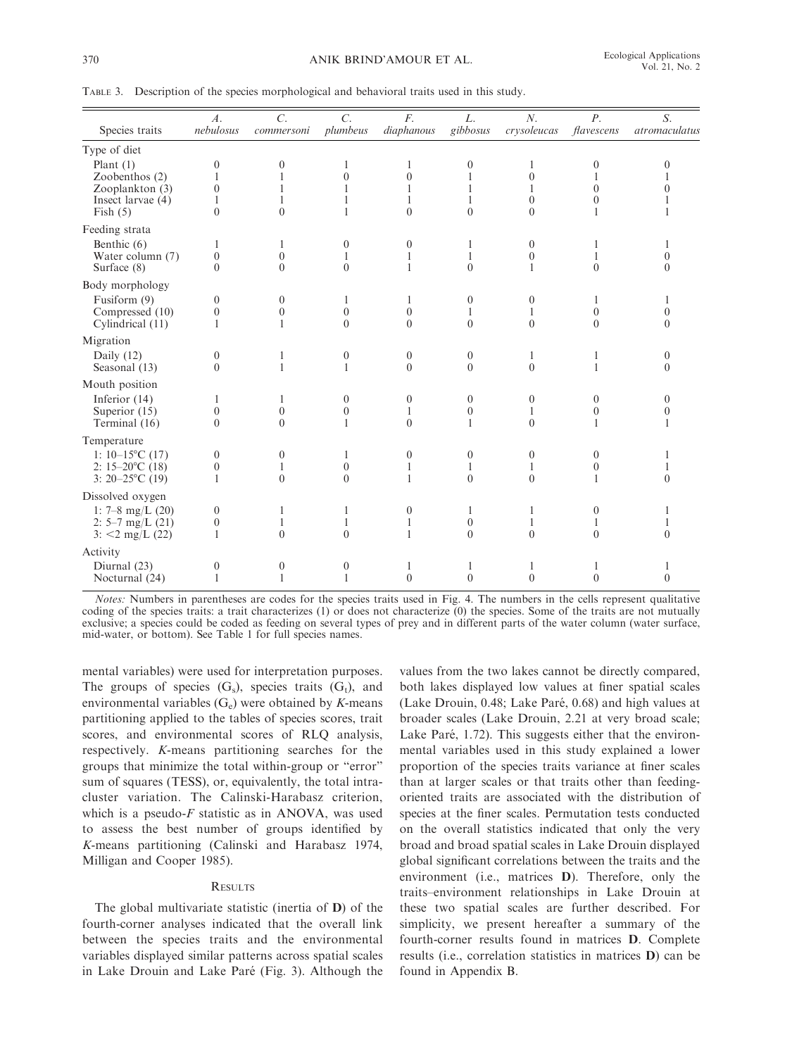TABLE 3. Description of the species morphological and behavioral traits used in this study.

| Species traits | *A. nebulosus* | *C. commersoni* | *C. plumbeus* | *F. diaphanous* | *L. gibbosus* | *N. crysoleucas* | *P. flavescens* | *S. atromaculatus* |
|---|---|---|---|---|---|---|---|---|
| Type of diet | | | | | | | | |
| Plant (1) | 0 | 0 | 1 | 1 | 0 | 1 | 0 | 0 |
| Zoobenthos (2) | 1 | 1 | 0 | 0 | 1 | 0 | 1 | 1 |
| Zooplankton (3) | 0 | 1 | 1 | 1 | 1 | 1 | 0 | 0 |
| Insect larvae (4) | 1 | 1 | 1 | 1 | 1 | 0 | 0 | 1 |
| Fish (5) | 0 | 0 | 1 | 0 | 0 | 0 | 1 | 1 |
| Feeding strata | | | | | | | | |
| Benthic (6) | 1 | 1 | 0 | 0 | 1 | 0 | 1 | 1 |
| Water column (7) | 0 | 0 | 1 | 1 | 1 | 0 | 1 | 0 |
| Surface (8) | 0 | 0 | 0 | 1 | 0 | 1 | 0 | 0 |
| Body morphology | | | | | | | | |
| Fusiform (9) | 0 | 0 | 1 | 1 | 0 | 0 | 1 | 1 |
| Compressed (10) | 0 | 0 | 0 | 0 | 1 | 1 | 0 | 0 |
| Cylindrical (11) | 1 | 1 | 0 | 0 | 0 | 0 | 0 | 0 |
| Migration | | | | | | | | |
| Daily (12) | 0 | 1 | 0 | 0 | 0 | 1 | 1 | 0 |
| Seasonal (13) | 0 | 1 | 1 | 0 | 0 | 0 | 1 | 0 |
| Mouth position | | | | | | | | |
| Inferior (14) | 1 | 1 | 0 | 0 | 0 | 0 | 0 | 0 |
| Superior (15) | 0 | 0 | 0 | 1 | 0 | 1 | 0 | 0 |
| Terminal (16) | 0 | 0 | 1 | 0 | 1 | 0 | 1 | 1 |
| Temperature | | | | | | | | |
| 1: 10–15°C (17) | 0 | 0 | 1 | 0 | 0 | 0 | 0 | 1 |
| 2: 15–20°C (18) | 0 | 1 | 0 | 1 | 1 | 1 | 0 | 1 |
| 3: 20–25°C (19) | 1 | 0 | 0 | 1 | 0 | 0 | 1 | 0 |
| Dissolved oxygen | | | | | | | | |
| 1: 7–8 mg/L (20) | 0 | 1 | 1 | 0 | 1 | 1 | 0 | 1 |
| 2: 5–7 mg/L (21) | 0 | 1 | 1 | 1 | 0 | 1 | 1 | 1 |
| 3: <2 mg/L (22) | 1 | 0 | 0 | 1 | 0 | 0 | 0 | 0 |
| Activity | | | | | | | | |
| Diurnal (23) | 0 | 0 | 0 | 1 | 1 | 1 | 1 | 1 |
| Nocturnal (24) | 1 | 1 | 1 | 0 | 0 | 0 | 0 | 0 |

*Notes:* Numbers in parentheses are codes for the species traits used in Fig. 4. The numbers in the cells represent qualitative coding of the species traits: a trait characterizes (1) or does not characterize (0) the species. Some of the traits are not mutually exclusive; a species could be coded as feeding on several types of prey and in different parts of the water column (water surface, mid-water, or bottom). See Table 1 for full species names.

mental variables) were used for interpretation purposes. The groups of species ($G_s$), species traits ($G_t$), and environmental variables ($G_e$) were obtained by *K*-means partitioning applied to the tables of species scores, trait scores, and environmental scores of RLQ analysis, respectively. *K*-means partitioning searches for the groups that minimize the total within-group or "error" sum of squares (TESS), or, equivalently, the total intracluster variation. The Calinski-Harabasz criterion, which is a pseudo-*F* statistic as in ANOVA, was used to assess the best number of groups identified by *K*-means partitioning (Calinski and Harabasz 1974, Milligan and Cooper 1985).

## RESULTS

The global multivariate statistic (inertia of **D**) of the fourth-corner analyses indicated that the overall link between the species traits and the environmental variables displayed similar patterns across spatial scales in Lake Drouin and Lake Paré (Fig. 3). Although the values from the two lakes cannot be directly compared, both lakes displayed low values at finer spatial scales (Lake Drouin, 0.48; Lake Paré, 0.68) and high values at broader scales (Lake Drouin, 2.21 at very broad scale; Lake Paré, 1.72). This suggests either that the environmental variables used in this study explained a lower proportion of the species traits variance at finer scales than at larger scales or that traits other than feeding-oriented traits are associated with the distribution of species at the finer scales. Permutation tests conducted on the overall statistics indicated that only the very broad and broad spatial scales in Lake Drouin displayed global significant correlations between the traits and the environment (i.e., matrices **D**). Therefore, only the traits–environment relationships in Lake Drouin at these two spatial scales are further described. For simplicity, we present hereafter a summary of the fourth-corner results found in matrices **D**. Complete results (i.e., correlation statistics in matrices **D**) can be found in Appendix B.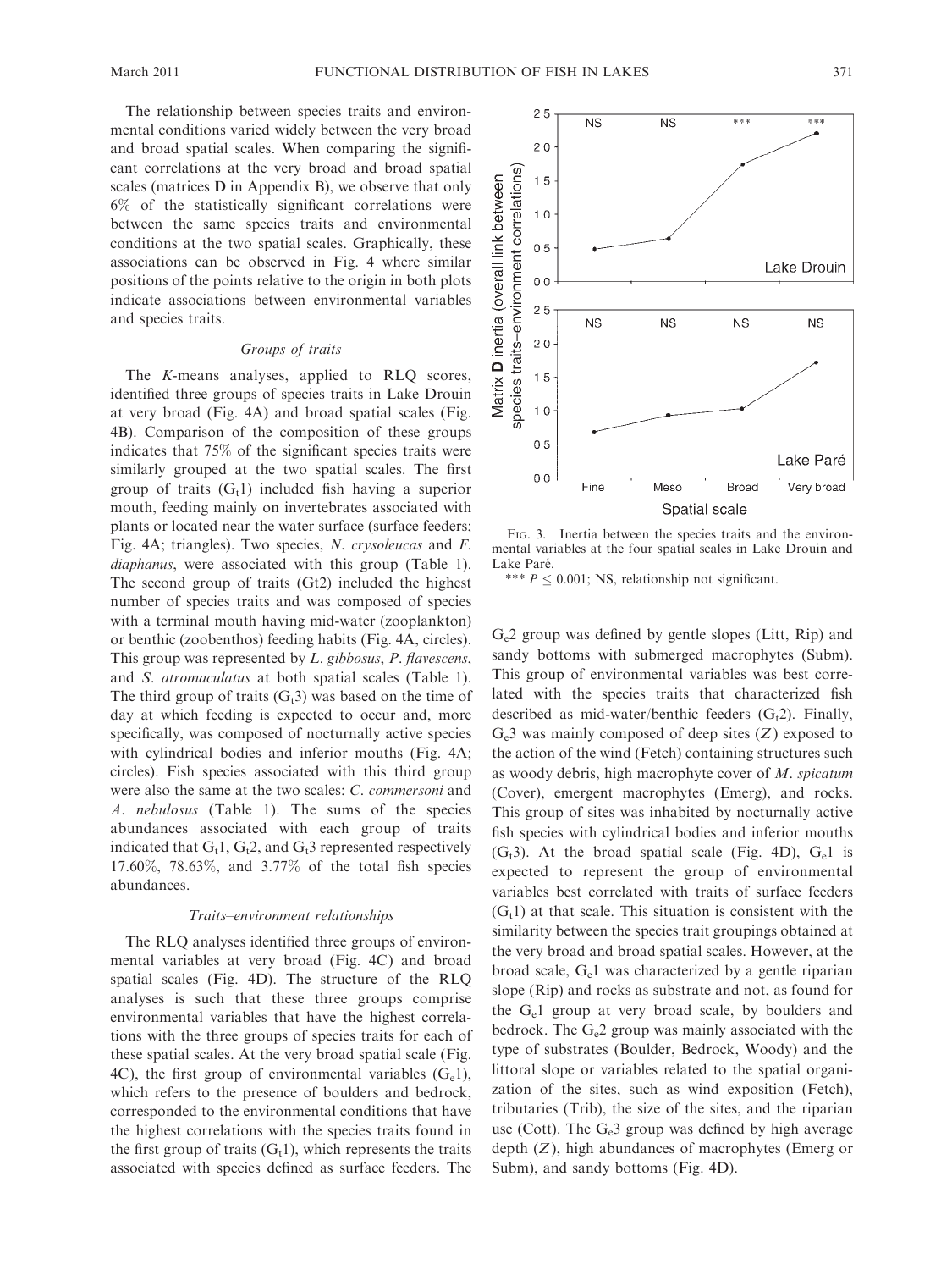The relationship between species traits and environmental conditions varied widely between the very broad and broad spatial scales. When comparing the significant correlations at the very broad and broad spatial scales (matrices **D** in Appendix B), we observe that only 6% of the statistically significant correlations were between the same species traits and environmental conditions at the two spatial scales. Graphically, these associations can be observed in Fig. 4 where similar positions of the points relative to the origin in both plots indicate associations between environmental variables and species traits.

### *Groups of traits*

The *K*-means analyses, applied to RLQ scores, identified three groups of species traits in Lake Drouin at very broad (Fig. 4A) and broad spatial scales (Fig. 4B). Comparison of the composition of these groups indicates that 75% of the significant species traits were similarly grouped at the two spatial scales. The first group of traits ($G_t1$) included fish having a superior mouth, feeding mainly on invertebrates associated with plants or located near the water surface (surface feeders; Fig. 4A; triangles). Two species, *N. crysoleucas* and *F. diaphanus*, were associated with this group (Table 1). The second group of traits (Gt2) included the highest number of species traits and was composed of species with a terminal mouth having mid-water (zooplankton) or benthic (zoobenthos) feeding habits (Fig. 4A, circles). This group was represented by *L. gibbosus*, *P. flavescens*, and *S. atromaculatus* at both spatial scales (Table 1). The third group of traits ($G_t3$) was based on the time of day at which feeding is expected to occur and, more specifically, was composed of nocturnally active species with cylindrical bodies and inferior mouths (Fig. 4A; circles). Fish species associated with this third group were also the same at the two scales: *C. commersoni* and *A. nebulosus* (Table 1). The sums of the species abundances associated with each group of traits indicated that $G_t1$, $G_t2$, and $G_t3$ represented respectively 17.60%, 78.63%, and 3.77% of the total fish species abundances.

### *Traits–environment relationships*

The RLQ analyses identified three groups of environmental variables at very broad (Fig. 4C) and broad spatial scales (Fig. 4D). The structure of the RLQ analyses is such that these three groups comprise environmental variables that have the highest correlations with the three groups of species traits for each of these spatial scales. At the very broad spatial scale (Fig. 4C), the first group of environmental variables ($G_e1$), which refers to the presence of boulders and bedrock, corresponded to the environmental conditions that have the highest correlations with the species traits found in the first group of traits ($G_t1$), which represents the traits associated with species defined as surface feeders. The $G_e2$ group was defined by gentle slopes (Litt, Rip) and sandy bottoms with submerged macrophytes (Subm). This group of environmental variables was best correlated with the species traits that characterized fish described as mid-water/benthic feeders ($G_t2$). Finally, $G_e3$ was mainly composed of deep sites ($Z$) exposed to the action of the wind (Fetch) containing structures such as woody debris, high macrophyte cover of *M. spicatum* (Cover), emergent macrophytes (Emerg), and rocks. This group of sites was inhabited by nocturnally active fish species with cylindrical bodies and inferior mouths ($G_t3$). At the broad spatial scale (Fig. 4D), $G_e1$ is expected to represent the group of environmental variables best correlated with traits of surface feeders ($G_t1$) at that scale. This situation is consistent with the similarity between the species trait groupings obtained at the very broad and broad spatial scales. However, at the broad scale, $G_e1$ was characterized by a gentle riparian slope (Rip) and rocks as substrate and not, as found for the $G_e1$ group at very broad scale, by boulders and bedrock. The $G_e2$ group was mainly associated with the type of substrates (Boulder, Bedrock, Woody) and the littoral slope or variables related to the spatial organization of the sites, such as wind exposition (Fetch), tributaries (Trib), the size of the sites, and the riparian use (Cott). The $G_e3$ group was defined by high average depth ($Z$), high abundances of macrophytes (Emerg or Subm), and sandy bottoms (Fig. 4D).

Fig. 3. Inertia between the species traits and the environmental variables at the four spatial scales in Lake Drouin and Lake Paré.

*** $P \leq 0.001$; NS, relationship not significant.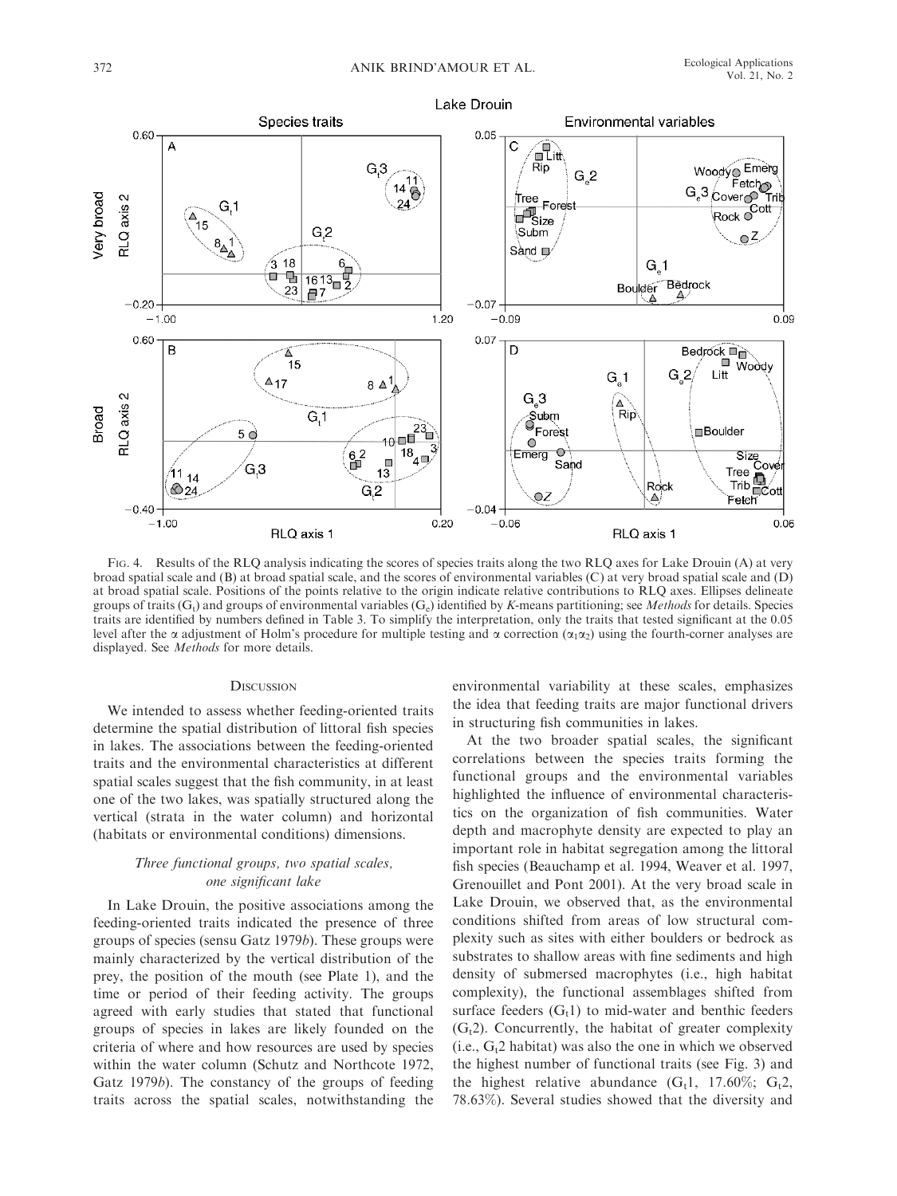Fig. 4. Results of the RLQ analysis indicating the scores of species traits along the two RLQ axes for Lake Drouin (A) at very broad spatial scale and (B) at broad spatial scale, and the scores of environmental variables (C) at very broad spatial scale and (D) at broad spatial scale. Positions of the points relative to the origin indicate relative contributions to RLQ axes. Ellipses delineate groups of traits ($G_t$) and groups of environmental variables ($G_e$) identified by *K*-means partitioning; see *Methods* for details. Species traits are identified by numbers defined in Table 3. To simplify the interpretation, only the traits that tested significant at the 0.05 level after the $\alpha$ adjustment of Holm's procedure for multiple testing and $\alpha$ correction ($\alpha_1\alpha_2$) using the fourth-corner analyses are displayed. See *Methods* for more details.

## Discussion

We intended to assess whether feeding-oriented traits determine the spatial distribution of littoral fish species in lakes. The associations between the feeding-oriented traits and the environmental characteristics at different spatial scales suggest that the fish community, in at least one of the two lakes, was spatially structured along the vertical (strata in the water column) and horizontal (habitats or environmental conditions) dimensions.

### *Three functional groups, two spatial scales, one significant lake*

In Lake Drouin, the positive associations among the feeding-oriented traits indicated the presence of three groups of species (sensu Gatz 1979*b*). These groups were mainly characterized by the vertical distribution of the prey, the position of the mouth (see Plate 1), and the time or period of their feeding activity. The groups agreed with early studies that stated that functional groups of species in lakes are likely founded on the criteria of where and how resources are used by species within the water column (Schutz and Northcote 1972, Gatz 1979*b*). The constancy of the groups of feeding traits across the spatial scales, notwithstanding the environmental variability at these scales, emphasizes the idea that feeding traits are major functional drivers in structuring fish communities in lakes.

At the two broader spatial scales, the significant correlations between the species traits forming the functional groups and the environmental variables highlighted the influence of environmental characteristics on the organization of fish communities. Water depth and macrophyte density are expected to play an important role in habitat segregation among the littoral fish species (Beauchamp et al. 1994, Weaver et al. 1997, Grenouillet and Pont 2001). At the very broad scale in Lake Drouin, we observed that, as the environmental conditions shifted from areas of low structural complexity such as sites with either boulders or bedrock as substrates to shallow areas with fine sediments and high density of submersed macrophytes (i.e., high habitat complexity), the functional assemblages shifted from surface feeders ($G_t1$) to mid-water and benthic feeders ($G_t2$). Concurrently, the habitat of greater complexity (i.e., $G_t2$ habitat) was also the one in which we observed the highest number of functional traits (see Fig. 3) and the highest relative abundance ($G_t1$, 17.60%; $G_t2$, 78.63%). Several studies showed that the diversity and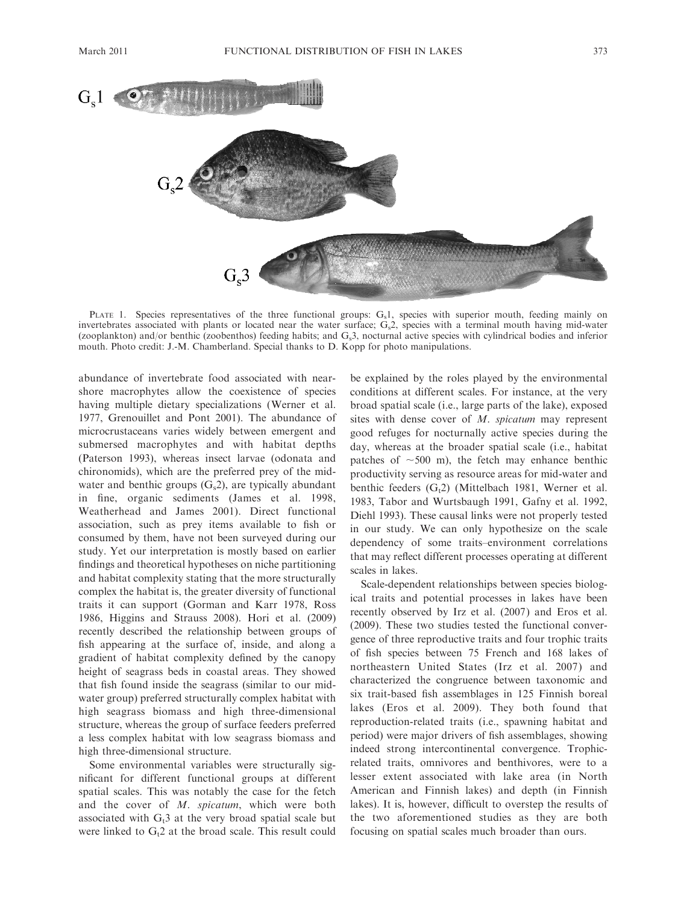PLATE 1. Species representatives of the three functional groups: $G_s1$, species with superior mouth, feeding mainly on invertebrates associated with plants or located near the water surface; $G_s2$, species with a terminal mouth having mid-water (zooplankton) and/or benthic (zoobenthos) feeding habits; and $G_s3$, nocturnal active species with cylindrical bodies and inferior mouth. Photo credit: J.-M. Chamberland. Special thanks to D. Kopp for photo manipulations.

abundance of invertebrate food associated with near-shore macrophytes allow the coexistence of species having multiple dietary specializations (Werner et al. 1977, Grenouillet and Pont 2001). The abundance of microcrustaceans varies widely between emergent and submersed macrophytes and with habitat depths (Paterson 1993), whereas insect larvae (odonata and chironomids), which are the preferred prey of the mid-water and benthic groups ($G_s2$), are typically abundant in fine, organic sediments (James et al. 1998, Weatherhead and James 2001). Direct functional association, such as prey items available to fish or consumed by them, have not been surveyed during our study. Yet our interpretation is mostly based on earlier findings and theoretical hypotheses on niche partitioning and habitat complexity stating that the more structurally complex the habitat is, the greater diversity of functional traits it can support (Gorman and Karr 1978, Ross 1986, Higgins and Strauss 2008). Hori et al. (2009) recently described the relationship between groups of fish appearing at the surface of, inside, and along a gradient of habitat complexity defined by the canopy height of seagrass beds in coastal areas. They showed that fish found inside the seagrass (similar to our mid-water group) preferred structurally complex habitat with high seagrass biomass and high three-dimensional structure, whereas the group of surface feeders preferred a less complex habitat with low seagrass biomass and high three-dimensional structure.

Some environmental variables were structurally significant for different functional groups at different spatial scales. This was notably the case for the fetch and the cover of *M. spicatum*, which were both associated with $G_t3$ at the very broad spatial scale but were linked to $G_t2$ at the broad scale. This result could be explained by the roles played by the environmental conditions at different scales. For instance, at the very broad spatial scale (i.e., large parts of the lake), exposed sites with dense cover of *M. spicatum* may represent good refuges for nocturnally active species during the day, whereas at the broader spatial scale (i.e., habitat patches of ~500 m), the fetch may enhance benthic productivity serving as resource areas for mid-water and benthic feeders ($G_t2$) (Mittelbach 1981, Werner et al. 1983, Tabor and Wurtsbaugh 1991, Gafny et al. 1992, Diehl 1993). These causal links were not properly tested in our study. We can only hypothesize on the scale dependency of some traits–environment correlations that may reflect different processes operating at different scales in lakes.

Scale-dependent relationships between species biological traits and potential processes in lakes have been recently observed by Irz et al. (2007) and Eros et al. (2009). These two studies tested the functional convergence of three reproductive traits and four trophic traits of fish species between 75 French and 168 lakes of northeastern United States (Irz et al. 2007) and characterized the congruence between taxonomic and six trait-based fish assemblages in 125 Finnish boreal lakes (Eros et al. 2009). They both found that reproduction-related traits (i.e., spawning habitat and period) were major drivers of fish assemblages, showing indeed strong intercontinental convergence. Trophic-related traits, omnivores and benthivores, were to a lesser extent associated with lake area (in North American and Finnish lakes) and depth (in Finnish lakes). It is, however, difficult to overstep the results of the two aforementioned studies as they are both focusing on spatial scales much broader than ours.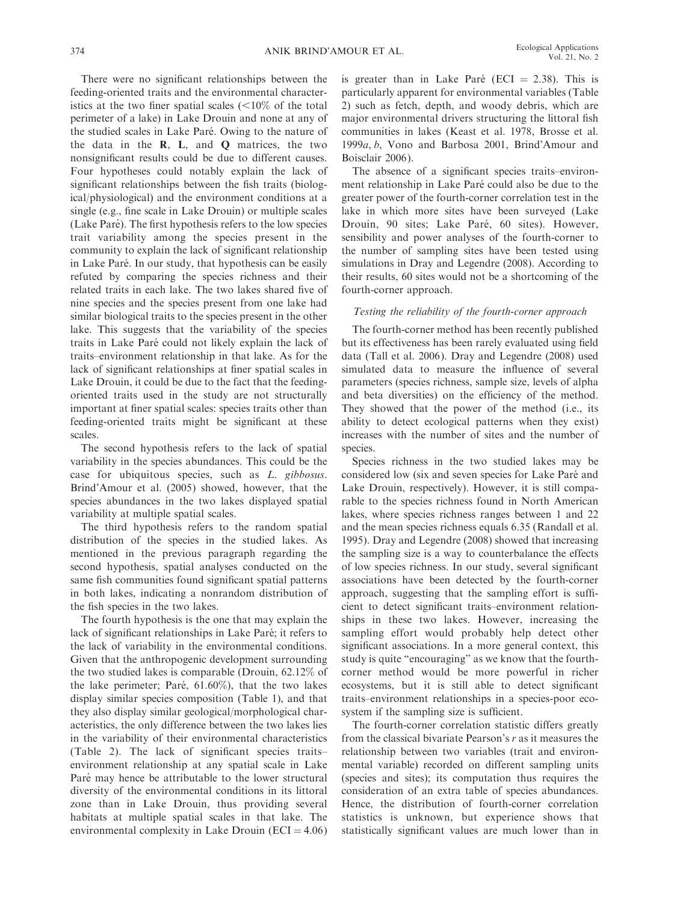There were no significant relationships between the feeding-oriented traits and the environmental characteristics at the two finer spatial scales (<10% of the total perimeter of a lake) in Lake Drouin and none at any of the studied scales in Lake Paré. Owing to the nature of the data in the **R**, **L**, and **Q** matrices, the two nonsignificant results could be due to different causes. Four hypotheses could notably explain the lack of significant relationships between the fish traits (biological/physiological) and the environment conditions at a single (e.g., fine scale in Lake Drouin) or multiple scales (Lake Paré). The first hypothesis refers to the low species trait variability among the species present in the community to explain the lack of significant relationship in Lake Paré. In our study, that hypothesis can be easily refuted by comparing the species richness and their related traits in each lake. The two lakes shared five of nine species and the species present from one lake had similar biological traits to the species present in the other lake. This suggests that the variability of the species traits in Lake Paré could not likely explain the lack of traits–environment relationship in that lake. As for the lack of significant relationships at finer spatial scales in Lake Drouin, it could be due to the fact that the feeding-oriented traits used in the study are not structurally important at finer spatial scales: species traits other than feeding-oriented traits might be significant at these scales.

The second hypothesis refers to the lack of spatial variability in the species abundances. This could be the case for ubiquitous species, such as *L. gibbosus*. Brind'Amour et al. (2005) showed, however, that the species abundances in the two lakes displayed spatial variability at multiple spatial scales.

The third hypothesis refers to the random spatial distribution of the species in the studied lakes. As mentioned in the previous paragraph regarding the second hypothesis, spatial analyses conducted on the same fish communities found significant spatial patterns in both lakes, indicating a nonrandom distribution of the fish species in the two lakes.

The fourth hypothesis is the one that may explain the lack of significant relationships in Lake Paré; it refers to the lack of variability in the environmental conditions. Given that the anthropogenic development surrounding the two studied lakes is comparable (Drouin, 62.12% of the lake perimeter; Paré, 61.60%), that the two lakes display similar species composition (Table 1), and that they also display similar geological/morphological characteristics, the only difference between the two lakes lies in the variability of their environmental characteristics (Table 2). The lack of significant species traits–environment relationship at any spatial scale in Lake Paré may hence be attributable to the lower structural diversity of the environmental conditions in its littoral zone than in Lake Drouin, thus providing several habitats at multiple spatial scales in that lake. The environmental complexity in Lake Drouin (ECI = 4.06) is greater than in Lake Paré (ECI = 2.38). This is particularly apparent for environmental variables (Table 2) such as fetch, depth, and woody debris, which are major environmental drivers structuring the littoral fish communities in lakes (Keast et al. 1978, Brosse et al. 1999*a*, *b*, Vono and Barbosa 2001, Brind'Amour and Boisclair 2006).

The absence of a significant species traits–environment relationship in Lake Paré could also be due to the greater power of the fourth-corner correlation test in the lake in which more sites have been surveyed (Lake Drouin, 90 sites; Lake Paré, 60 sites). However, sensibility and power analyses of the fourth-corner to the number of sampling sites have been tested using simulations in Dray and Legendre (2008). According to their results, 60 sites would not be a shortcoming of the fourth-corner approach.

### *Testing the reliability of the fourth-corner approach*

The fourth-corner method has been recently published but its effectiveness has been rarely evaluated using field data (Tall et al. 2006). Dray and Legendre (2008) used simulated data to measure the influence of several parameters (species richness, sample size, levels of alpha and beta diversities) on the efficiency of the method. They showed that the power of the method (i.e., its ability to detect ecological patterns when they exist) increases with the number of sites and the number of species.

Species richness in the two studied lakes may be considered low (six and seven species for Lake Paré and Lake Drouin, respectively). However, it is still comparable to the species richness found in North American lakes, where species richness ranges between 1 and 22 and the mean species richness equals 6.35 (Randall et al. 1995). Dray and Legendre (2008) showed that increasing the sampling size is a way to counterbalance the effects of low species richness. In our study, several significant associations have been detected by the fourth-corner approach, suggesting that the sampling effort is sufficient to detect significant traits–environment relationships in these two lakes. However, increasing the sampling effort would probably help detect other significant associations. In a more general context, this study is quite "encouraging" as we know that the fourth-corner method would be more powerful in richer ecosystems, but it is still able to detect significant traits–environment relationships in a species-poor ecosystem if the sampling size is sufficient.

The fourth-corner correlation statistic differs greatly from the classical bivariate Pearson's $r$ as it measures the relationship between two variables (trait and environmental variable) recorded on different sampling units (species and sites); its computation thus requires the consideration of an extra table of species abundances. Hence, the distribution of fourth-corner correlation statistics is unknown, but experience shows that statistically significant values are much lower than in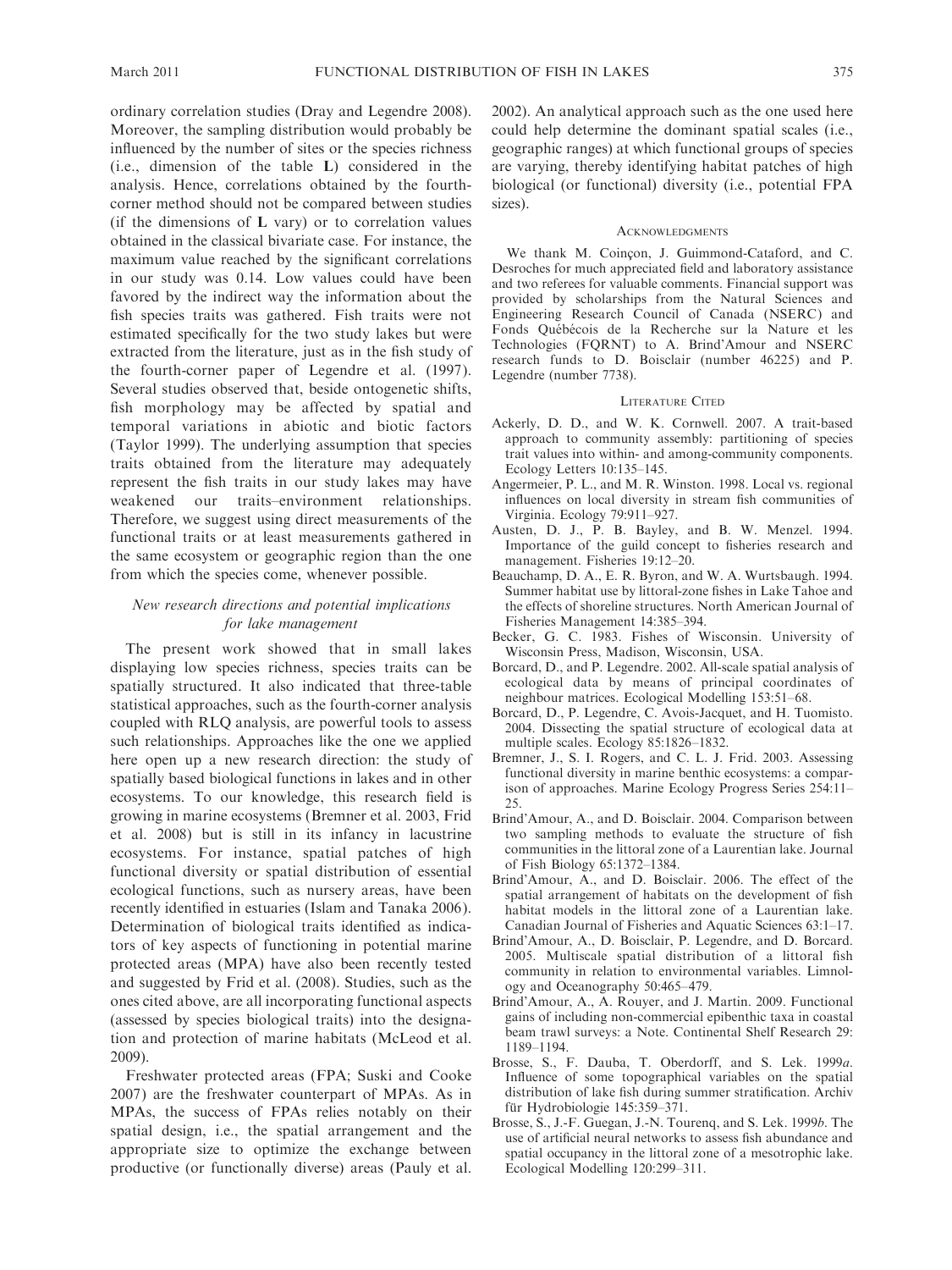ordinary correlation studies (Dray and Legendre 2008). Moreover, the sampling distribution would probably be influenced by the number of sites or the species richness (i.e., dimension of the table **L**) considered in the analysis. Hence, correlations obtained by the fourth-corner method should not be compared between studies (if the dimensions of **L** vary) or to correlation values obtained in the classical bivariate case. For instance, the maximum value reached by the significant correlations in our study was 0.14. Low values could have been favored by the indirect way the information about the fish species traits was gathered. Fish traits were not estimated specifically for the two study lakes but were extracted from the literature, just as in the fish study of the fourth-corner paper of Legendre et al. (1997). Several studies observed that, beside ontogenetic shifts, fish morphology may be affected by spatial and temporal variations in abiotic and biotic factors (Taylor 1999). The underlying assumption that species traits obtained from the literature may adequately represent the fish traits in our study lakes may have weakened our traits–environment relationships. Therefore, we suggest using direct measurements of the functional traits or at least measurements gathered in the same ecosystem or geographic region than the one from which the species come, whenever possible.

### *New research directions and potential implications for lake management*

The present work showed that in small lakes displaying low species richness, species traits can be spatially structured. It also indicated that three-table statistical approaches, such as the fourth-corner analysis coupled with RLQ analysis, are powerful tools to assess such relationships. Approaches like the one we applied here open up a new research direction: the study of spatially based biological functions in lakes and in other ecosystems. To our knowledge, this research field is growing in marine ecosystems (Bremner et al. 2003, Frid et al. 2008) but is still in its infancy in lacustrine ecosystems. For instance, spatial patches of high functional diversity or spatial distribution of essential ecological functions, such as nursery areas, have been recently identified in estuaries (Islam and Tanaka 2006). Determination of biological traits identified as indicators of key aspects of functioning in potential marine protected areas (MPA) have also been recently tested and suggested by Frid et al. (2008). Studies, such as the ones cited above, are all incorporating functional aspects (assessed by species biological traits) into the designation and protection of marine habitats (McLeod et al. 2009).

Freshwater protected areas (FPA; Suski and Cooke 2007) are the freshwater counterpart of MPAs. As in MPAs, the success of FPAs relies notably on their spatial design, i.e., the spatial arrangement and the appropriate size to optimize the exchange between productive (or functionally diverse) areas (Pauly et al. 2002). An analytical approach such as the one used here could help determine the dominant spatial scales (i.e., geographic ranges) at which functional groups of species are varying, thereby identifying habitat patches of high biological (or functional) diversity (i.e., potential FPA sizes).

## Acknowledgments

We thank M. Coinçon, J. Guimmond-Cataford, and C. Desroches for much appreciated field and laboratory assistance and two referees for valuable comments. Financial support was provided by scholarships from the Natural Sciences and Engineering Research Council of Canada (NSERC) and Fonds Québécois de la Recherche sur la Nature et les Technologies (FQRNT) to A. Brind'Amour and NSERC research funds to D. Boisclair (number 46225) and P. Legendre (number 7738).

## Literature Cited

Ackerly, D. D., and W. K. Cornwell. 2007. A trait-based approach to community assembly: partitioning of species trait values into within- and among-community components. Ecology Letters 10:135–145.

Angermeier, P. L., and M. R. Winston. 1998. Local vs. regional influences on local diversity in stream fish communities of Virginia. Ecology 79:911–927.

Austen, D. J., P. B. Bayley, and B. W. Menzel. 1994. Importance of the guild concept to fisheries research and management. Fisheries 19:12–20.

Beauchamp, D. A., E. R. Byron, and W. A. Wurtsbaugh. 1994. Summer habitat use by littoral-zone fishes in Lake Tahoe and the effects of shoreline structures. North American Journal of Fisheries Management 14:385–394.

Becker, G. C. 1983. Fishes of Wisconsin. University of Wisconsin Press, Madison, Wisconsin, USA.

Borcard, D., and P. Legendre. 2002. All-scale spatial analysis of ecological data by means of principal coordinates of neighbour matrices. Ecological Modelling 153:51–68.

Borcard, D., P. Legendre, C. Avois-Jacquet, and H. Tuomisto. 2004. Dissecting the spatial structure of ecological data at multiple scales. Ecology 85:1826–1832.

Bremner, J., S. I. Rogers, and C. L. J. Frid. 2003. Assessing functional diversity in marine benthic ecosystems: a comparison of approaches. Marine Ecology Progress Series 254:11–25.

Brind'Amour, A., and D. Boisclair. 2004. Comparison between two sampling methods to evaluate the structure of fish communities in the littoral zone of a Laurentian lake. Journal of Fish Biology 65:1372–1384.

Brind'Amour, A., and D. Boisclair. 2006. The effect of the spatial arrangement of habitats on the development of fish habitat models in the littoral zone of a Laurentian lake. Canadian Journal of Fisheries and Aquatic Sciences 63:1–17.

Brind'Amour, A., D. Boisclair, P. Legendre, and D. Borcard. 2005. Multiscale spatial distribution of a littoral fish community in relation to environmental variables. Limnology and Oceanography 50:465–479.

Brind'Amour, A., A. Rouyer, and J. Martin. 2009. Functional gains of including non-commercial epibenthic taxa in coastal beam trawl surveys: a Note. Continental Shelf Research 29: 1189–1194.

Brosse, S., F. Dauba, T. Oberdorff, and S. Lek. 1999*a*. Influence of some topographical variables on the spatial distribution of lake fish during summer stratification. Archiv für Hydrobiologie 145:359–371.

Brosse, S., J.-F. Guegan, J.-N. Tourenq, and S. Lek. 1999*b*. The use of artificial neural networks to assess fish abundance and spatial occupancy in the littoral zone of a mesotrophic lake. Ecological Modelling 120:299–311.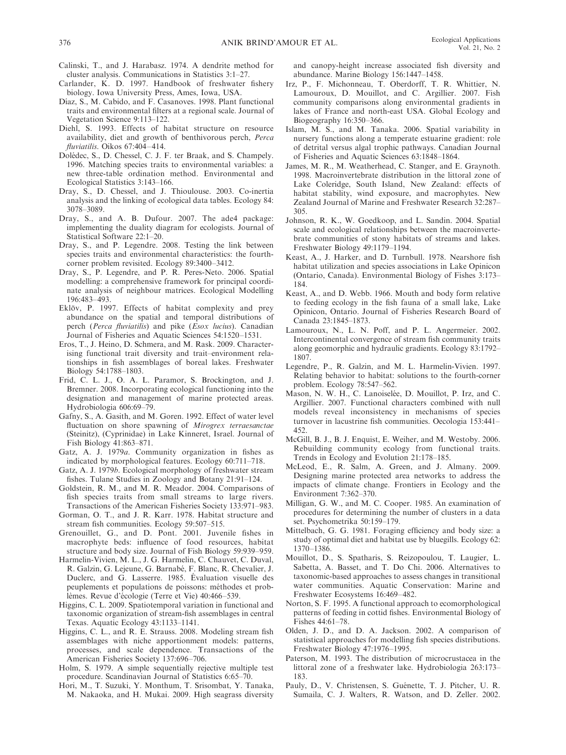Calinski, T., and J. Harabasz. 1974. A dendrite method for cluster analysis. Communications in Statistics 3:1–27.

Carlander, K. D. 1997. Handbook of freshwater fishery biology. Iowa University Press, Ames, Iowa, USA.

Díaz, S., M. Cabido, and F. Casanoves. 1998. Plant functional traits and environmental filters at a regional scale. Journal of Vegetation Science 9:113–122.

Diehl, S. 1993. Effects of habitat structure on resource availability, diet and growth of benthivorous perch, *Perca fluviatilis*. Oikos 67:404–414.

Dolédec, S., D. Chessel, C. J. F. ter Braak, and S. Champely. 1996. Matching species traits to environmental variables: a new three-table ordination method. Environmental and Ecological Statistics 3:143–166.

Dray, S., D. Chessel, and J. Thioulouse. 2003. Co-inertia analysis and the linking of ecological data tables. Ecology 84: 3078–3089.

Dray, S., and A. B. Dufour. 2007. The ade4 package: implementing the duality diagram for ecologists. Journal of Statistical Software 22:1–20.

Dray, S., and P. Legendre. 2008. Testing the link between species traits and environmental characteristics: the fourth-corner problem revisited. Ecology 89:3400–3412.

Dray, S., P. Legendre, and P. R. Peres-Neto. 2006. Spatial modelling: a comprehensive framework for principal coordinate analysis of neighbour matrices. Ecological Modelling 196:483–493.

Eklöv, P. 1997. Effects of habitat complexity and prey abundance on the spatial and temporal distributions of perch (*Perca fluviatilis*) and pike (*Esox lucius*). Canadian Journal of Fisheries and Aquatic Sciences 54:1520–1531.

Eros, T., J. Heino, D. Schmera, and M. Rask. 2009. Characterising functional trait diversity and trait–environment relationships in fish assemblages of boreal lakes. Freshwater Biology 54:1788–1803.

Frid, C. L. J., O. A. L. Paramor, S. Brockington, and J. Bremner. 2008. Incorporating ecological functioning into the designation and management of marine protected areas. Hydrobiologia 606:69–79.

Gafny, S., A. Gasith, and M. Goren. 1992. Effect of water level fluctuation on shore spawning of *Mirogrex terraesanctae* (Steinitz), (Cyprinidae) in Lake Kinneret, Israel. Journal of Fish Biology 41:863–871.

Gatz, A. J. 1979*a*. Community organization in fishes as indicated by morphological features. Ecology 60:711–718.

Gatz, A. J. 1979*b*. Ecological morphology of freshwater stream fishes. Tulane Studies in Zoology and Botany 21:91–124.

Goldstein, R. M., and M. R. Meador. 2004. Comparisons of fish species traits from small streams to large rivers. Transactions of the American Fisheries Society 133:971–983.

Gorman, O. T., and J. R. Karr. 1978. Habitat structure and stream fish communities. Ecology 59:507–515.

Grenouillet, G., and D. Pont. 2001. Juvenile fishes in macrophyte beds: influence of food resources, habitat structure and body size. Journal of Fish Biology 59:939–959.

Harmelin-Vivien, M. L., J. G. Harmelin, C. Chauvet, C. Duval, R. Galzin, G. Lejeune, G. Barnabé, F. Blanc, R. Chevalier, J. Duclerc, and G. Lasserre. 1985. Évaluation visuelle des peuplements et populations de poissons: méthodes et problèmes. Revue d'écologie (Terre et Vie) 40:466–539.

Higgins, C. L. 2009. Spatiotemporal variation in functional and taxonomic organization of stream-fish assemblages in central Texas. Aquatic Ecology 43:1133–1141.

Higgins, C. L., and R. E. Strauss. 2008. Modeling stream fish assemblages with niche apportionment models: patterns, processes, and scale dependence. Transactions of the American Fisheries Society 137:696–706.

Holm, S. 1979. A simple sequentially rejective multiple test procedure. Scandinavian Journal of Statistics 6:65–70.

Hori, M., T. Suzuki, Y. Monthum, T. Srisombat, Y. Tanaka, M. Nakaoka, and H. Mukai. 2009. High seagrass diversity and canopy-height increase associated fish diversity and abundance. Marine Biology 156:1447–1458.

Irz, P., F. Michonneau, T. Oberdorff, T. R. Whittier, N. Lamouroux, D. Mouillot, and C. Argillier. 2007. Fish community comparisons along environmental gradients in lakes of France and north-east USA. Global Ecology and Biogeography 16:350–366.

Islam, M. S., and M. Tanaka. 2006. Spatial variability in nursery functions along a temperate estuarine gradient: role of detrital versus algal trophic pathways. Canadian Journal of Fisheries and Aquatic Sciences 63:1848–1864.

James, M. R., M. Weatherhead, C. Stanger, and E. Graynoth. 1998. Macroinvertebrate distribution in the littoral zone of Lake Coleridge, South Island, New Zealand: effects of habitat stability, wind exposure, and macrophytes. New Zealand Journal of Marine and Freshwater Research 32:287–305.

Johnson, R. K., W. Goedkoop, and L. Sandin. 2004. Spatial scale and ecological relationships between the macroinvertebrate communities of stony habitats of streams and lakes. Freshwater Biology 49:1179–1194.

Keast, A., J. Harker, and D. Turnbull. 1978. Nearshore fish habitat utilization and species associations in Lake Opinicon (Ontario, Canada). Environmental Biology of Fishes 3:173–184.

Keast, A., and D. Webb. 1966. Mouth and body form relative to feeding ecology in the fish fauna of a small lake, Lake Opinicon, Ontario. Journal of Fisheries Research Board of Canada 23:1845–1873.

Lamouroux, N., L. N. Poff, and P. L. Angermeier. 2002. Intercontinental convergence of stream fish community traits along geomorphic and hydraulic gradients. Ecology 83:1792–1807.

Legendre, P., R. Galzin, and M. L. Harmelin-Vivien. 1997. Relating behavior to habitat: solutions to the fourth-corner problem. Ecology 78:547–562.

Mason, N. W. H., C. Lanoiselée, D. Mouillot, P. Irz, and C. Argillier. 2007. Functional characters combined with null models reveal inconsistency in mechanisms of species turnover in lacustrine fish communities. Oecologia 153:441–452.

McGill, B. J., B. J. Enquist, E. Weiher, and M. Westoby. 2006. Rebuilding community ecology from functional traits. Trends in Ecology and Evolution 21:178–185.

McLeod, E., R. Salm, A. Green, and J. Almany. 2009. Designing marine protected area networks to address the impacts of climate change. Frontiers in Ecology and the Environment 7:362–370.

Milligan, G. W., and M. C. Cooper. 1985. An examination of procedures for determining the number of clusters in a data set. Psychometrika 50:159–179.

Mittelbach, G. G. 1981. Foraging efficiency and body size: a study of optimal diet and habitat use by bluegills. Ecology 62: 1370–1386.

Mouillot, D., S. Spatharis, S. Reizopoulou, T. Laugier, L. Sabetta, A. Basset, and T. Do Chi. 2006. Alternatives to taxonomic-based approaches to assess changes in transitional water communities. Aquatic Conservation: Marine and Freshwater Ecosystems 16:469–482.

Norton, S. F. 1995. A functional approach to ecomorphological patterns of feeding in cottid fishes. Environmental Biology of Fishes 44:61–78.

Olden, J. D., and D. A. Jackson. 2002. A comparison of statistical approaches for modelling fish species distributions. Freshwater Biology 47:1976–1995.

Paterson, M. 1993. The distribution of microcrustacea in the littoral zone of a freshwater lake. Hydrobiologia 263:173–183.

Pauly, D., V. Christensen, S. Guénette, T. J. Pitcher, U. R. Sumaila, C. J. Walters, R. Watson, and D. Zeller. 2002.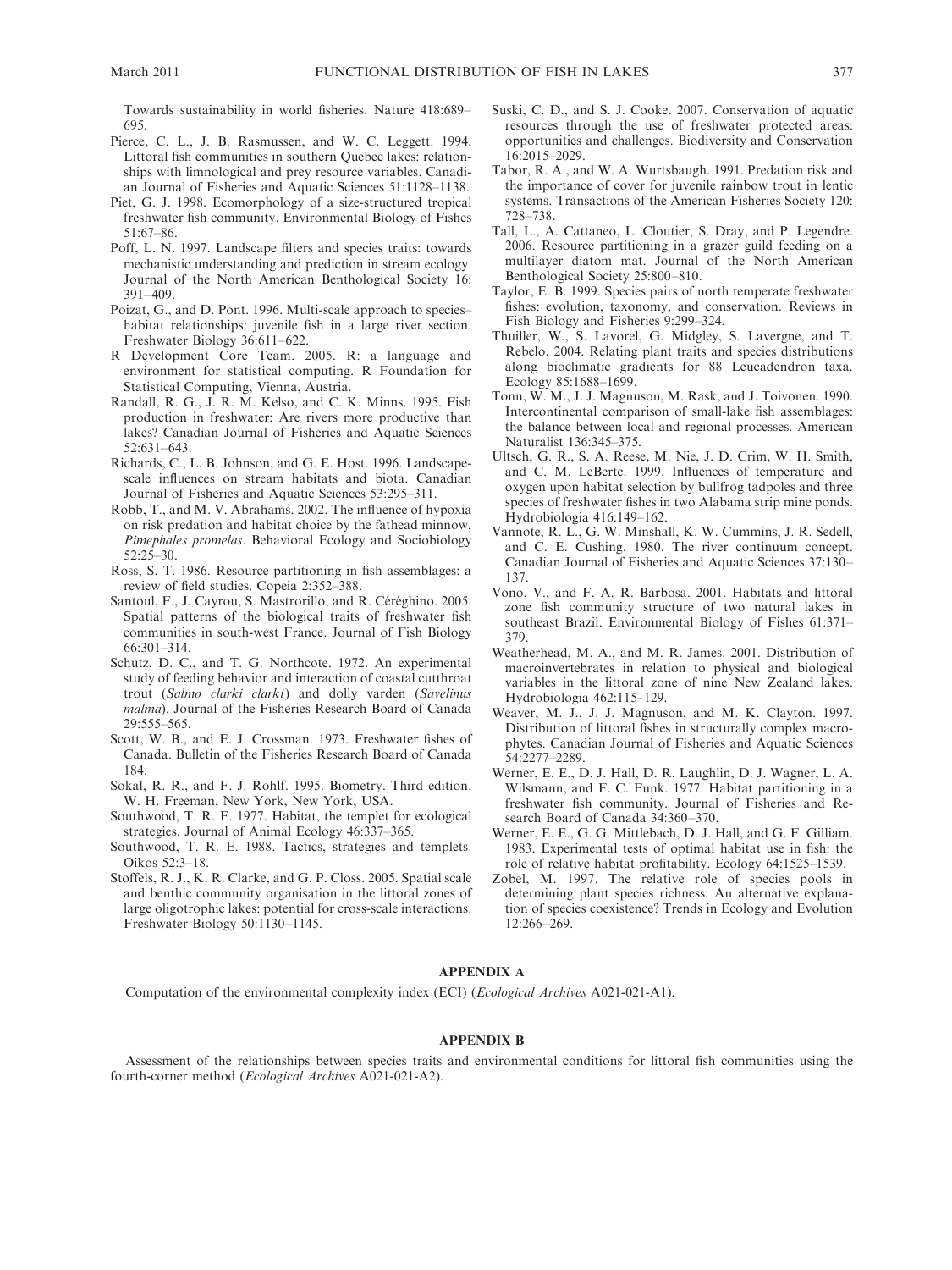Towards sustainability in world fisheries. Nature 418:689–695.

Pierce, C. L., J. B. Rasmussen, and W. C. Leggett. 1994. Littoral fish communities in southern Quebec lakes: relationships with limnological and prey resource variables. Canadian Journal of Fisheries and Aquatic Sciences 51:1128–1138.

Piet, G. J. 1998. Ecomorphology of a size-structured tropical freshwater fish community. Environmental Biology of Fishes 51:67–86.

Poff, L. N. 1997. Landscape filters and species traits: towards mechanistic understanding and prediction in stream ecology. Journal of the North American Benthological Society 16: 391–409.

Poizat, G., and D. Pont. 1996. Multi-scale approach to species–habitat relationships: juvenile fish in a large river section. Freshwater Biology 36:611–622.

R Development Core Team. 2005. R: a language and environment for statistical computing. R Foundation for Statistical Computing, Vienna, Austria.

Randall, R. G., J. R. M. Kelso, and C. K. Minns. 1995. Fish production in freshwater: Are rivers more productive than lakes? Canadian Journal of Fisheries and Aquatic Sciences 52:631–643.

Richards, C., L. B. Johnson, and G. E. Host. 1996. Landscape-scale influences on stream habitats and biota. Canadian Journal of Fisheries and Aquatic Sciences 53:295–311.

Robb, T., and M. V. Abrahams. 2002. The influence of hypoxia on risk predation and habitat choice by the fathead minnow, *Pimephales promelas*. Behavioral Ecology and Sociobiology 52:25–30.

Ross, S. T. 1986. Resource partitioning in fish assemblages: a review of field studies. Copeia 2:352–388.

Santoul, F., J. Cayrou, S. Mastrorillo, and R. Céréghino. 2005. Spatial patterns of the biological traits of freshwater fish communities in south-west France. Journal of Fish Biology 66:301–314.

Schutz, D. C., and T. G. Northcote. 1972. An experimental study of feeding behavior and interaction of coastal cutthroat trout (*Salmo clarki clarki*) and dolly varden (*Savelinus malma*). Journal of the Fisheries Research Board of Canada 29:555–565.

Scott, W. B., and E. J. Crossman. 1973. Freshwater fishes of Canada. Bulletin of the Fisheries Research Board of Canada 184.

Sokal, R. R., and F. J. Rohlf. 1995. Biometry. Third edition. W. H. Freeman, New York, New York, USA.

Southwood, T. R. E. 1977. Habitat, the templet for ecological strategies. Journal of Animal Ecology 46:337–365.

Southwood, T. R. E. 1988. Tactics, strategies and templets. Oikos 52:3–18.

Stoffels, R. J., K. R. Clarke, and G. P. Closs. 2005. Spatial scale and benthic community organisation in the littoral zones of large oligotrophic lakes: potential for cross-scale interactions. Freshwater Biology 50:1130–1145.

Suski, C. D., and S. J. Cooke. 2007. Conservation of aquatic resources through the use of freshwater protected areas: opportunities and challenges. Biodiversity and Conservation 16:2015–2029.

Tabor, R. A., and W. A. Wurtsbaugh. 1991. Predation risk and the importance of cover for juvenile rainbow trout in lentic systems. Transactions of the American Fisheries Society 120: 728–738.

Tall, L., A. Cattaneo, L. Cloutier, S. Dray, and P. Legendre. 2006. Resource partitioning in a grazer guild feeding on a multilayer diatom mat. Journal of the North American Benthological Society 25:800–810.

Taylor, E. B. 1999. Species pairs of north temperate freshwater fishes: evolution, taxonomy, and conservation. Reviews in Fish Biology and Fisheries 9:299–324.

Thuiller, W., S. Lavorel, G. Midgley, S. Lavergne, and T. Rebelo. 2004. Relating plant traits and species distributions along bioclimatic gradients for 88 Leucadendron taxa. Ecology 85:1688–1699.

Tonn, W. M., J. J. Magnuson, M. Rask, and J. Toivonen. 1990. Intercontinental comparison of small-lake fish assemblages: the balance between local and regional processes. American Naturalist 136:345–375.

Ultsch, G. R., S. A. Reese, M. Nie, J. D. Crim, W. H. Smith, and C. M. LeBerte. 1999. Influences of temperature and oxygen upon habitat selection by bullfrog tadpoles and three species of freshwater fishes in two Alabama strip mine ponds. Hydrobiologia 416:149–162.

Vannote, R. L., G. W. Minshall, K. W. Cummins, J. R. Sedell, and C. E. Cushing. 1980. The river continuum concept. Canadian Journal of Fisheries and Aquatic Sciences 37:130–137.

Vono, V., and F. A. R. Barbosa. 2001. Habitats and littoral zone fish community structure of two natural lakes in southeast Brazil. Environmental Biology of Fishes 61:371–379.

Weatherhead, M. A., and M. R. James. 2001. Distribution of macroinvertebrates in relation to physical and biological variables in the littoral zone of nine New Zealand lakes. Hydrobiologia 462:115–129.

Weaver, M. J., J. J. Magnuson, and M. K. Clayton. 1997. Distribution of littoral fishes in structurally complex macrophytes. Canadian Journal of Fisheries and Aquatic Sciences 54:2277–2289.

Werner, E. E., D. J. Hall, D. R. Laughlin, D. J. Wagner, L. A. Wilsmann, and F. C. Funk. 1977. Habitat partitioning in a freshwater fish community. Journal of Fisheries and Research Board of Canada 34:360–370.

Werner, E. E., G. G. Mittlebach, D. J. Hall, and G. F. Gilliam. 1983. Experimental tests of optimal habitat use in fish: the role of relative habitat profitability. Ecology 64:1525–1539.

Zobel, M. 1997. The relative role of species pools in determining plant species richness: An alternative explanation of species coexistence? Trends in Ecology and Evolution 12:266–269.

## APPENDIX A

Computation of the environmental complexity index (ECI) (*Ecological Archives* A021-021-A1).

## APPENDIX B

Assessment of the relationships between species traits and environmental conditions for littoral fish communities using the fourth-corner method (*Ecological Archives* A021-021-A2).